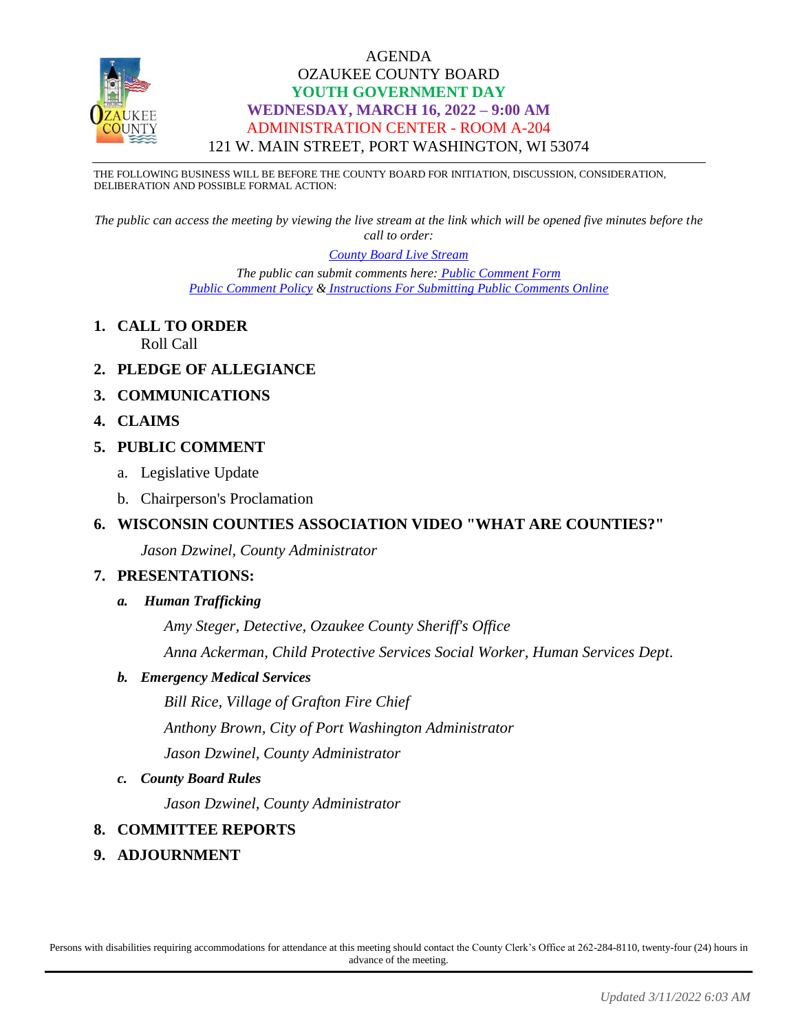# AGENDA
## OZAUKEE COUNTY BOARD
## YOUTH GOVERNMENT DAY
## WEDNESDAY, MARCH 16, 2022 – 9:00 AM
## ADMINISTRATION CENTER - ROOM A-204
## 121 W. MAIN STREET, PORT WASHINGTON, WI 53074

THE FOLLOWING BUSINESS WILL BE BEFORE THE COUNTY BOARD FOR INITIATION, DISCUSSION, CONSIDERATION, DELIBERATION AND POSSIBLE FORMAL ACTION:

*The public can access the meeting by viewing the live stream at the link which will be opened five minutes before the call to order:*

[County Board Live Stream]

*The public can submit comments here:* [Public Comment Form]
[Public Comment Policy] & [Instructions For Submitting Public Comments Online]

1. **CALL TO ORDER**
   Roll Call
2. **PLEDGE OF ALLEGIANCE**
3. **COMMUNICATIONS**
4. **CLAIMS**
5. **PUBLIC COMMENT**
   a. Legislative Update
   b. Chairperson's Proclamation
6. **WISCONSIN COUNTIES ASSOCIATION VIDEO "WHAT ARE COUNTIES?"**
   *Jason Dzwinel, County Administrator*
7. **PRESENTATIONS:**
   ***a. Human Trafficking***
   *Amy Steger, Detective, Ozaukee County Sheriff's Office*
   *Anna Ackerman, Child Protective Services Social Worker, Human Services Dept.*
   ***b. Emergency Medical Services***
   *Bill Rice, Village of Grafton Fire Chief*
   *Anthony Brown, City of Port Washington Administrator*
   *Jason Dzwinel, County Administrator*
   ***c. County Board Rules***
   *Jason Dzwinel, County Administrator*
8. **COMMITTEE REPORTS**
9. **ADJOURNMENT**

Persons with disabilities requiring accommodations for attendance at this meeting should contact the County Clerk's Office at 262-284-8110, twenty-four (24) hours in advance of the meeting.

*Updated 3/11/2022 6:03 AM*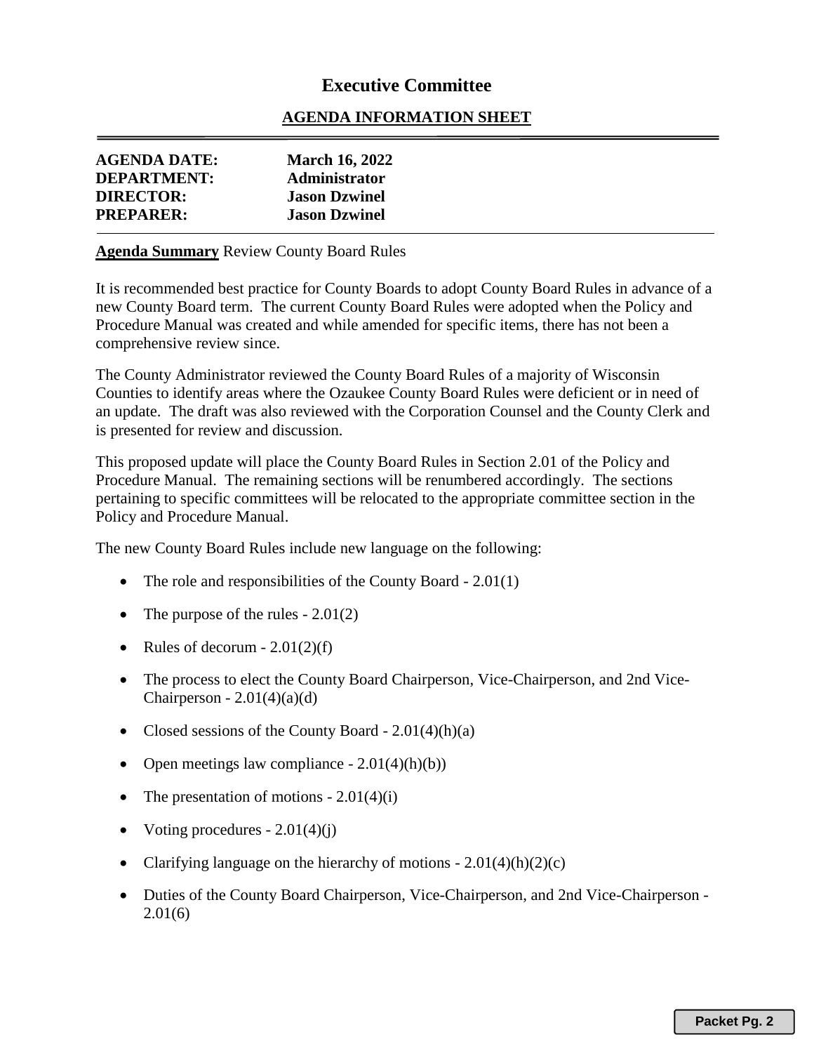## Executive Committee

### AGENDA INFORMATION SHEET

| | |
|---|---|
| **AGENDA DATE:** | **March 16, 2022** |
| **DEPARTMENT:** | **Administrator** |
| **DIRECTOR:** | **Jason Dzwinel** |
| **PREPARER:** | **Jason Dzwinel** |

**Agenda Summary** Review County Board Rules

It is recommended best practice for County Boards to adopt County Board Rules in advance of a new County Board term. The current County Board Rules were adopted when the Policy and Procedure Manual was created and while amended for specific items, there has not been a comprehensive review since.

The County Administrator reviewed the County Board Rules of a majority of Wisconsin Counties to identify areas where the Ozaukee County Board Rules were deficient or in need of an update. The draft was also reviewed with the Corporation Counsel and the County Clerk and is presented for review and discussion.

This proposed update will place the County Board Rules in Section 2.01 of the Policy and Procedure Manual. The remaining sections will be renumbered accordingly. The sections pertaining to specific committees will be relocated to the appropriate committee section in the Policy and Procedure Manual.

The new County Board Rules include new language on the following:

- The role and responsibilities of the County Board - 2.01(1)
- The purpose of the rules - 2.01(2)
- Rules of decorum - 2.01(2)(f)
- The process to elect the County Board Chairperson, Vice-Chairperson, and 2nd Vice-Chairperson - 2.01(4)(a)(d)
- Closed sessions of the County Board - 2.01(4)(h)(a)
- Open meetings law compliance - 2.01(4)(h)(b))
- The presentation of motions - 2.01(4)(i)
- Voting procedures - 2.01(4)(j)
- Clarifying language on the hierarchy of motions - 2.01(4)(h)(2)(c)
- Duties of the County Board Chairperson, Vice-Chairperson, and 2nd Vice-Chairperson - 2.01(6)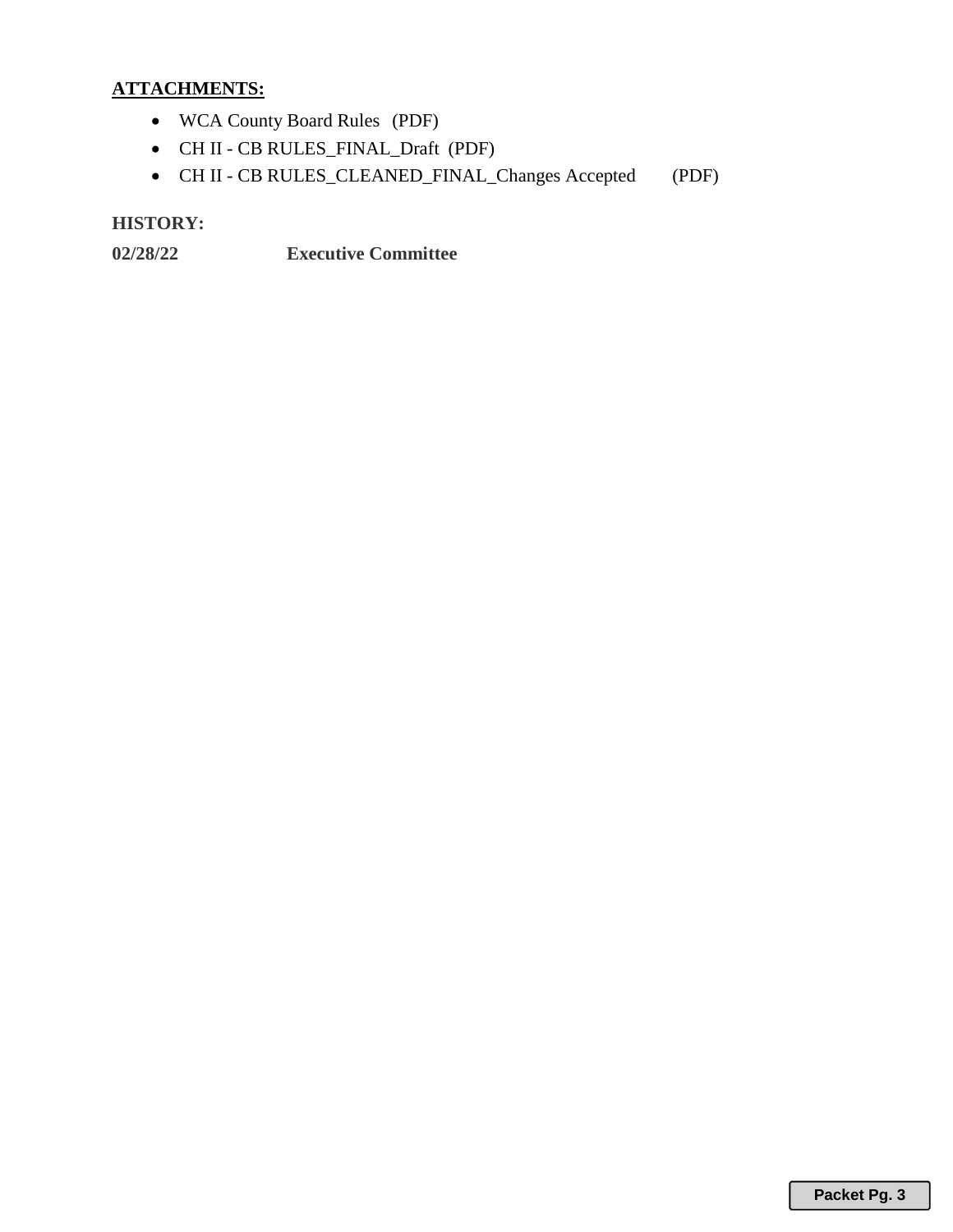**ATTACHMENTS:**

- WCA County Board Rules (PDF)
- CH II - CB RULES_FINAL_Draft (PDF)
- CH II - CB RULES_CLEANED_FINAL_Changes Accepted (PDF)

**HISTORY:**

**02/28/22** **Executive Committee**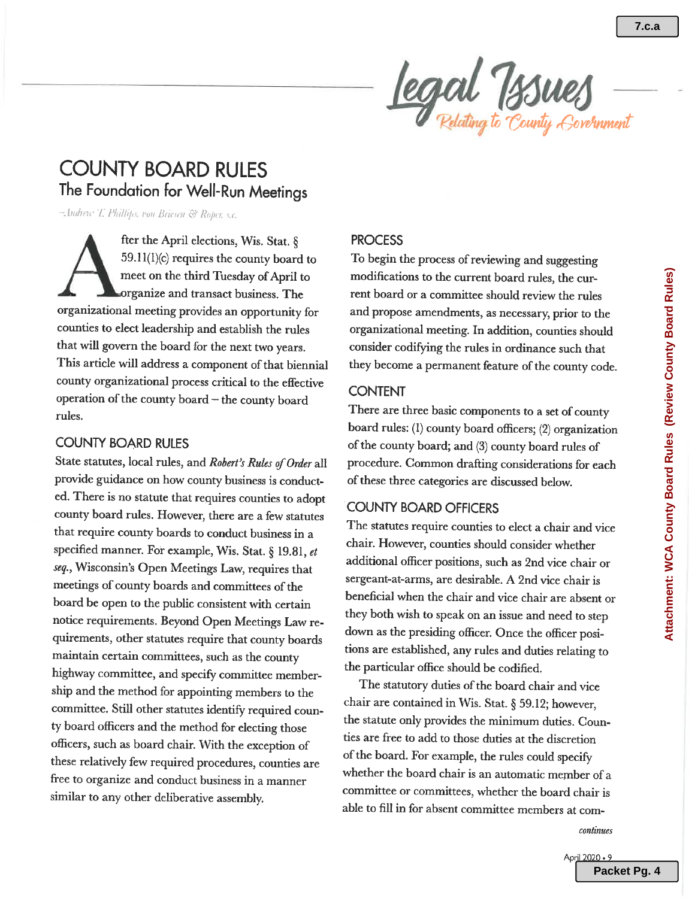# COUNTY BOARD RULES

## The Foundation for Well-Run Meetings

*–Andrew T. Phillips, von Briesen & Roper, s.c.*

After the April elections, Wis. Stat. § 59.11(1)(c) requires the county board to meet on the third Tuesday of April to organize and transact business. The organizational meeting provides an opportunity for counties to elect leadership and establish the rules that will govern the board for the next two years. This article will address a component of that biennial county organizational process critical to the effective operation of the county board – the county board rules.

### COUNTY BOARD RULES

State statutes, local rules, and ***Robert's Rules of Order*** all provide guidance on how county business is conducted. There is no statute that requires counties to adopt county board rules. However, there are a few statutes that require county boards to conduct business in a specified manner. For example, Wis. Stat. § 19.81, *et seq.*, Wisconsin's Open Meetings Law, requires that meetings of county boards and committees of the board be open to the public consistent with certain notice requirements. Beyond Open Meetings Law requirements, other statutes require that county boards maintain certain committees, such as the county highway committee, and specify committee membership and the method for appointing members to the committee. Still other statutes identify required county board officers and the method for electing those officers, such as board chair. With the exception of these relatively few required procedures, counties are free to organize and conduct business in a manner similar to any other deliberative assembly.

### PROCESS

To begin the process of reviewing and suggesting modifications to the current board rules, the current board or a committee should review the rules and propose amendments, as necessary, prior to the organizational meeting. In addition, counties should consider codifying the rules in ordinance such that they become a permanent feature of the county code.

### CONTENT

There are three basic components to a set of county board rules: (1) county board officers; (2) organization of the county board; and (3) county board rules of procedure. Common drafting considerations for each of these three categories are discussed below.

### COUNTY BOARD OFFICERS

The statutes require counties to elect a chair and vice chair. However, counties should consider whether additional officer positions, such as 2nd vice chair or sergeant-at-arms, are desirable. A 2nd vice chair is beneficial when the chair and vice chair are absent or they both wish to speak on an issue and need to step down as the presiding officer. Once the officer positions are established, any rules and duties relating to the particular office should be codified.

The statutory duties of the board chair and vice chair are contained in Wis. Stat. § 59.12; however, the statute only provides the minimum duties. Counties are free to add to those duties at the discretion of the board. For example, the rules could specify whether the board chair is an automatic member of a committee or committees, whether the board chair is able to fill in for absent committee members at com-

*continues*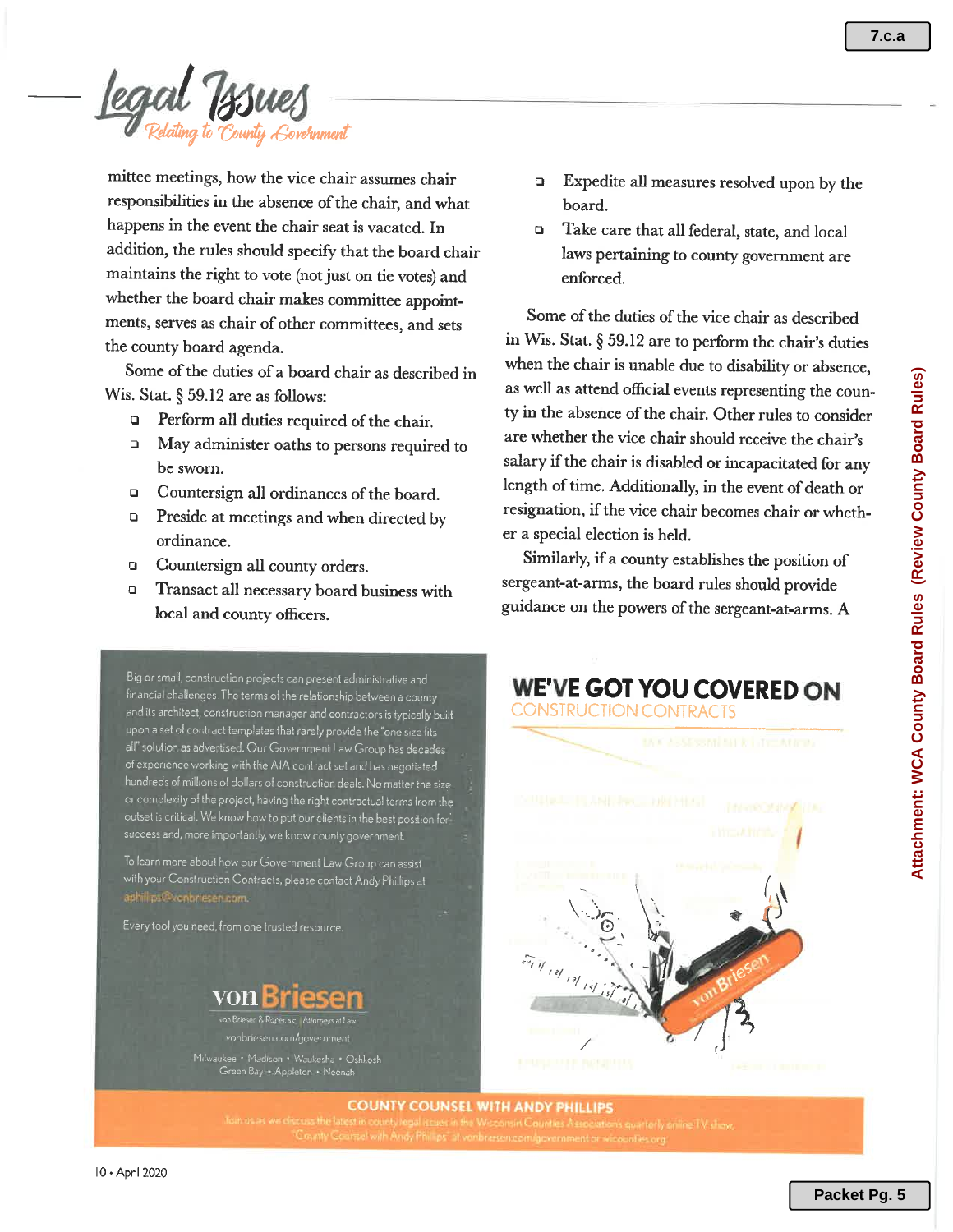mittee meetings, how the vice chair assumes chair responsibilities in the absence of the chair, and what happens in the event the chair seat is vacated. In addition, the rules should specify that the board chair maintains the right to vote (not just on tie votes) and whether the board chair makes committee appointments, serves as chair of other committees, and sets the county board agenda.

Some of the duties of a board chair as described in Wis. Stat. § 59.12 are as follows:

- Perform all duties required of the chair.
- May administer oaths to persons required to be sworn.
- Countersign all ordinances of the board.
- Preside at meetings and when directed by ordinance.
- Countersign all county orders.
- Transact all necessary board business with local and county officers.
- Expedite all measures resolved upon by the board.
- Take care that all federal, state, and local laws pertaining to county government are enforced.

Some of the duties of the vice chair as described in Wis. Stat. § 59.12 are to perform the chair's duties when the chair is unable due to disability or absence, as well as attend official events representing the county in the absence of the chair. Other rules to consider are whether the vice chair should receive the chair's salary if the chair is disabled or incapacitated for any length of time. Additionally, in the event of death or resignation, if the vice chair becomes chair or whether a special election is held.

Similarly, if a county establishes the position of sergeant-at-arms, the board rules should provide guidance on the powers of the sergeant-at-arms. A

Big or small, construction projects can present administrative and financial challenges. The terms of the relationship between a county and its architect, construction manager and contractors is typically built upon a set of contract templates that rarely provide the "one size fits all" solution as advertised. Our Government Law Group has decades of experience working with the AIA contract set and has negotiated hundreds of millions of dollars of construction deals. No matter the size or complexity of the project, having the right contractual terms from the outset is critical. We know how to put our clients in the best position for success and, more importantly, we know county government.

To learn more about how our Government Law Group can assist with your Construction Contracts, please contact Andy Phillips at aphillips@vonbriesen.com.

Every tool you need, from one trusted resource.

**von Briesen**

von Briesen & Roper, s.c. | Attorneys at Law

vonbriesen.com/government

Milwaukee • Madison • Waukesha • Oshkosh
Green Bay • Appleton • Neenah

**WE'VE GOT YOU COVERED ON**
CONSTRUCTION CONTRACTS

**COUNTY COUNSEL WITH ANDY PHILLIPS**

Join us as we discuss the latest in county legal issues in the Wisconsin Counties Association quarterly online TV show, "County Counsel with Andy Phillips" at vonbriesen.com/government or wicounties.org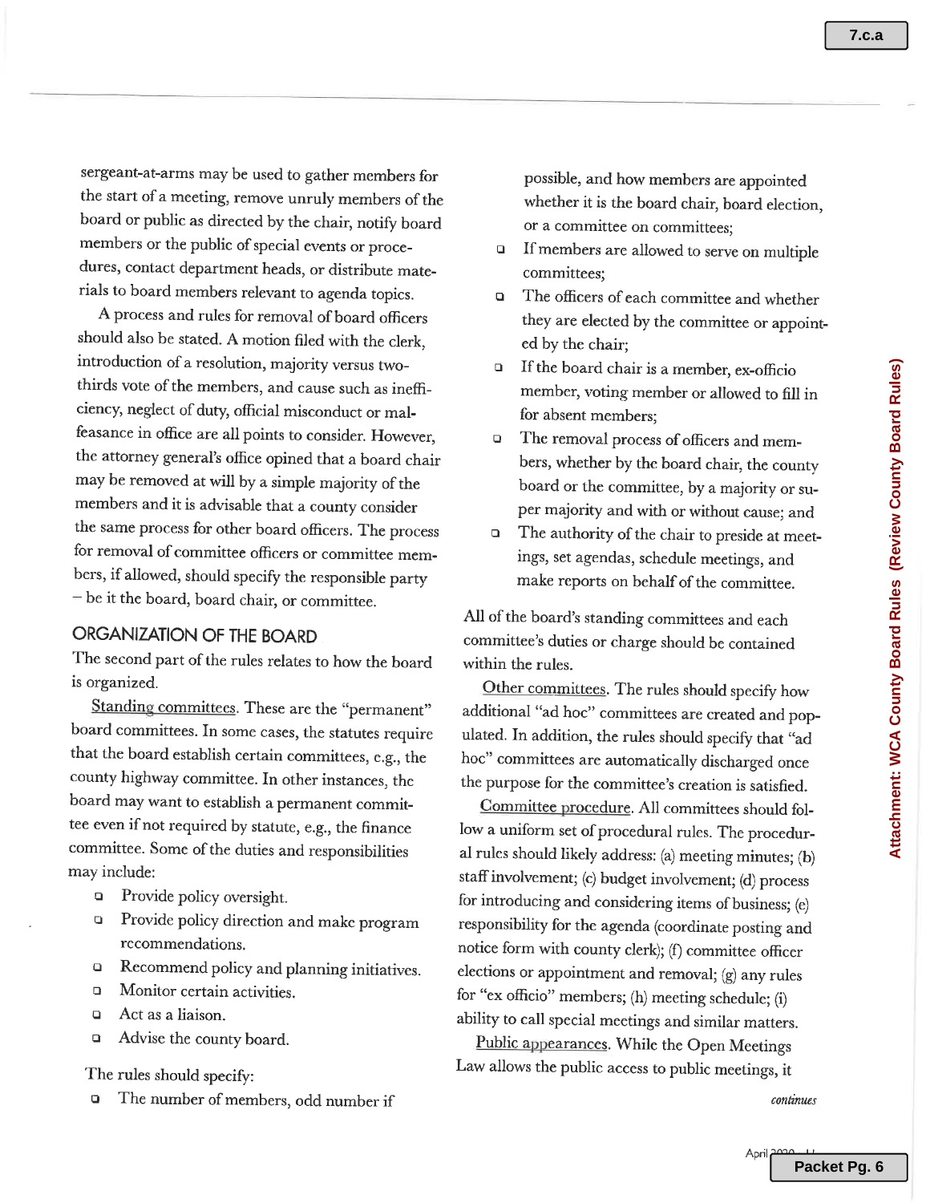sergeant-at-arms may be used to gather members for the start of a meeting, remove unruly members of the board or public as directed by the chair, notify board members or the public of special events or procedures, contact department heads, or distribute materials to board members relevant to agenda topics.

A process and rules for removal of board officers should also be stated. A motion filed with the clerk, introduction of a resolution, majority versus two-thirds vote of the members, and cause such as inefficiency, neglect of duty, official misconduct or malfeasance in office are all points to consider. However, the attorney general's office opined that a board chair may be removed at will by a simple majority of the members and it is advisable that a county consider the same process for other board officers. The process for removal of committee officers or committee members, if allowed, should specify the responsible party – be it the board, board chair, or committee.

## ORGANIZATION OF THE BOARD

The second part of the rules relates to how the board is organized.

Standing committees. These are the "permanent" board committees. In some cases, the statutes require that the board establish certain committees, e.g., the county highway committee. In other instances, the board may want to establish a permanent committee even if not required by statute, e.g., the finance committee. Some of the duties and responsibilities may include:

- Provide policy oversight.
- Provide policy direction and make program recommendations.
- Recommend policy and planning initiatives.
- Monitor certain activities.
- Act as a liaison.
- Advise the county board.

The rules should specify:

- The number of members, odd number if possible, and how members are appointed whether it is the board chair, board election, or a committee on committees;
- If members are allowed to serve on multiple committees;
- The officers of each committee and whether they are elected by the committee or appointed by the chair;
- If the board chair is a member, ex-officio member, voting member or allowed to fill in for absent members;
- The removal process of officers and members, whether by the board chair, the county board or the committee, by a majority or super majority and with or without cause; and
- The authority of the chair to preside at meetings, set agendas, schedule meetings, and make reports on behalf of the committee.

All of the board's standing committees and each committee's duties or charge should be contained within the rules.

Other committees. The rules should specify how additional "ad hoc" committees are created and populated. In addition, the rules should specify that "ad hoc" committees are automatically discharged once the purpose for the committee's creation is satisfied.

Committee procedure. All committees should follow a uniform set of procedural rules. The procedural rules should likely address: (a) meeting minutes; (b) staff involvement; (c) budget involvement; (d) process for introducing and considering items of business; (e) responsibility for the agenda (coordinate posting and notice form with county clerk); (f) committee officer elections or appointment and removal; (g) any rules for "ex officio" members; (h) meeting schedule; (i) ability to call special meetings and similar matters.

Public appearances. While the Open Meetings Law allows the public access to public meetings, it

*continues*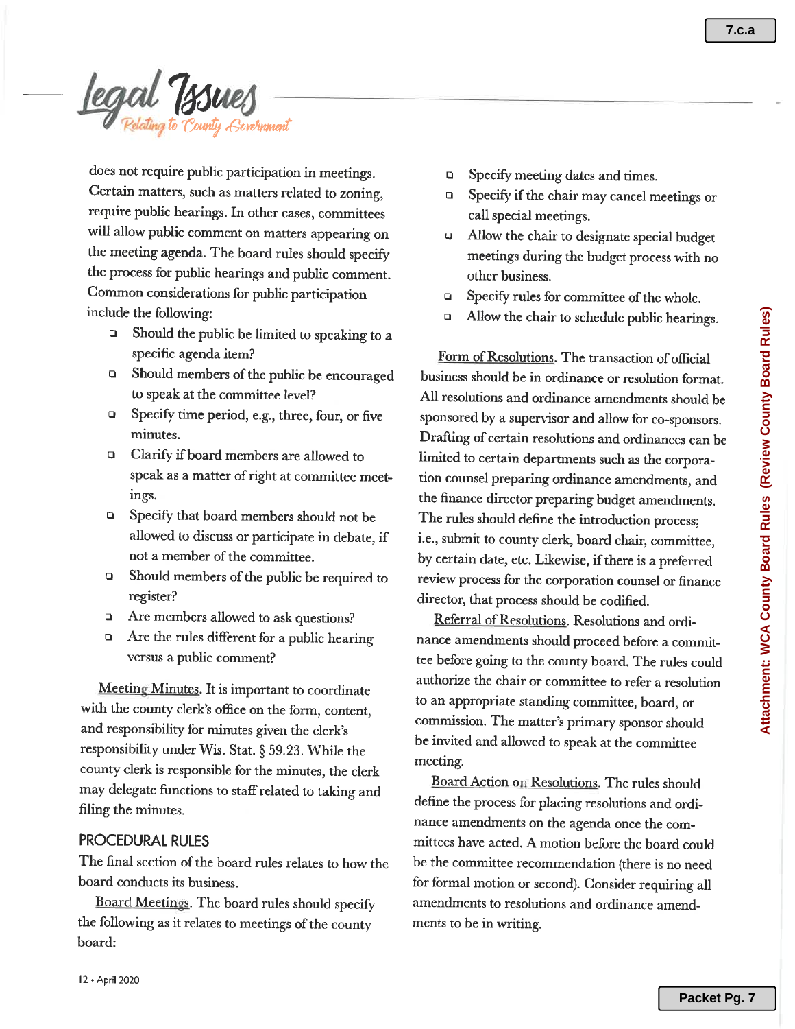does not require public participation in meetings. Certain matters, such as matters related to zoning, require public hearings. In other cases, committees will allow public comment on matters appearing on the meeting agenda. The board rules should specify the process for public hearings and public comment. Common considerations for public participation include the following:

- Should the public be limited to speaking to a specific agenda item?
- Should members of the public be encouraged to speak at the committee level?
- Specify time period, e.g., three, four, or five minutes.
- Clarify if board members are allowed to speak as a matter of right at committee meetings.
- Specify that board members should not be allowed to discuss or participate in debate, if not a member of the committee.
- Should members of the public be required to register?
- Are members allowed to ask questions?
- Are the rules different for a public hearing versus a public comment?

Meeting Minutes. It is important to coordinate with the county clerk's office on the form, content, and responsibility for minutes given the clerk's responsibility under Wis. Stat. § 59.23. While the county clerk is responsible for the minutes, the clerk may delegate functions to staff related to taking and filing the minutes.

## PROCEDURAL RULES

The final section of the board rules relates to how the board conducts its business.

Board Meetings. The board rules should specify the following as it relates to meetings of the county board:

- Specify meeting dates and times.
- Specify if the chair may cancel meetings or call special meetings.
- Allow the chair to designate special budget meetings during the budget process with no other business.
- Specify rules for committee of the whole.
- Allow the chair to schedule public hearings.

Form of Resolutions. The transaction of official business should be in ordinance or resolution format. All resolutions and ordinance amendments should be sponsored by a supervisor and allow for co-sponsors. Drafting of certain resolutions and ordinances can be limited to certain departments such as the corporation counsel preparing ordinance amendments, and the finance director preparing budget amendments. The rules should define the introduction process; i.e., submit to county clerk, board chair, committee, by certain date, etc. Likewise, if there is a preferred review process for the corporation counsel or finance director, that process should be codified.

Referral of Resolutions. Resolutions and ordinance amendments should proceed before a committee before going to the county board. The rules could authorize the chair or committee to refer a resolution to an appropriate standing committee, board, or commission. The matter's primary sponsor should be invited and allowed to speak at the committee meeting.

Board Action on Resolutions. The rules should define the process for placing resolutions and ordinance amendments on the agenda once the committees have acted. A motion before the board could be the committee recommendation (there is no need for formal motion or second). Consider requiring all amendments to resolutions and ordinance amendments to be in writing.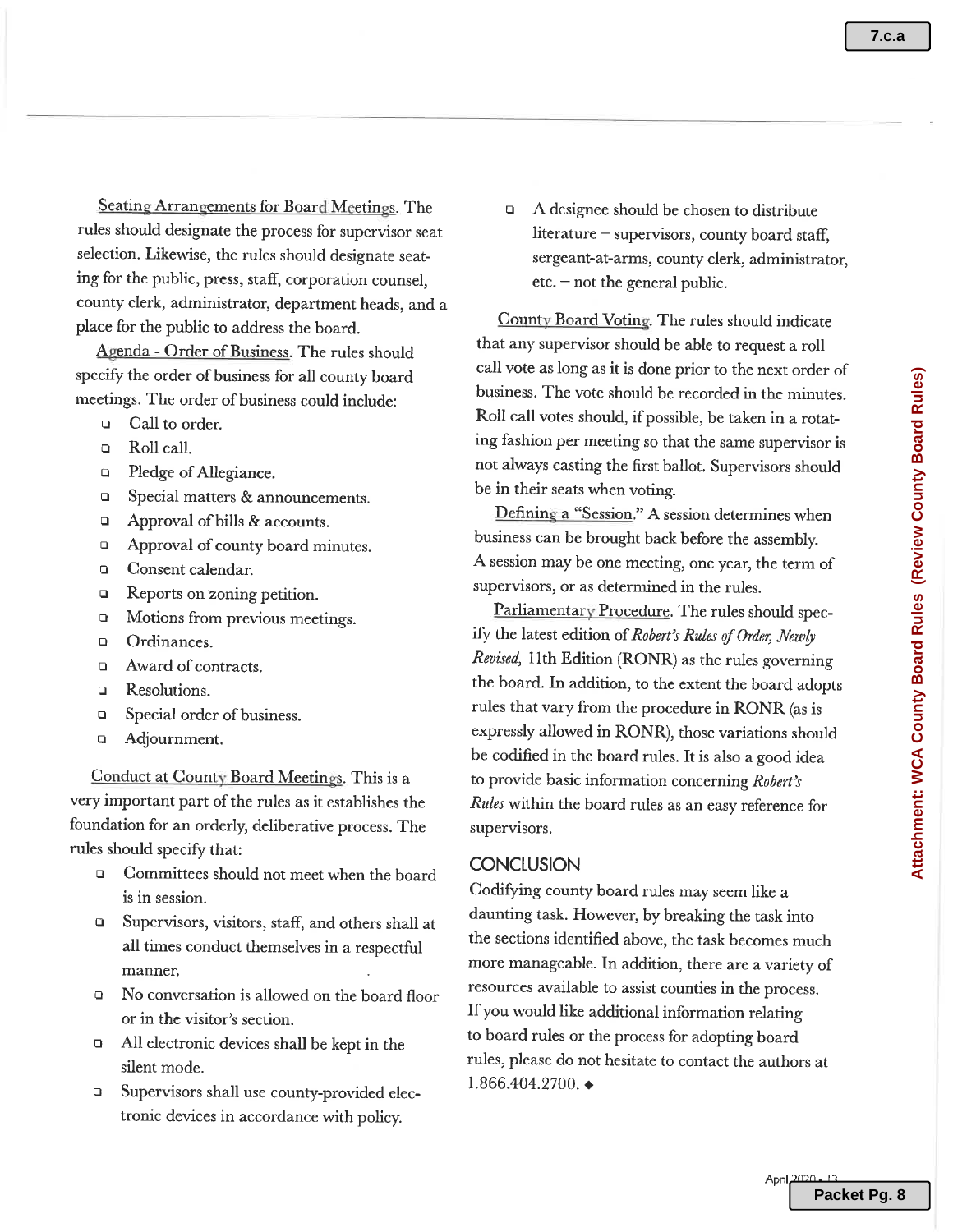Seating Arrangements for Board Meetings. The rules should designate the process for supervisor seat selection. Likewise, the rules should designate seating for the public, press, staff, corporation counsel, county clerk, administrator, department heads, and a place for the public to address the board.

Agenda - Order of Business. The rules should specify the order of business for all county board meetings. The order of business could include:

- Call to order.
- Roll call.
- Pledge of Allegiance.
- Special matters & announcements.
- Approval of bills & accounts.
- Approval of county board minutes.
- Consent calendar.
- Reports on zoning petition.
- Motions from previous meetings.
- Ordinances.
- Award of contracts.
- Resolutions.
- Special order of business.
- Adjournment.

Conduct at County Board Meetings. This is a very important part of the rules as it establishes the foundation for an orderly, deliberative process. The rules should specify that:

- Committees should not meet when the board is in session.
- Supervisors, visitors, staff, and others shall at all times conduct themselves in a respectful manner.
- No conversation is allowed on the board floor or in the visitor's section.
- All electronic devices shall be kept in the silent mode.
- Supervisors shall use county-provided electronic devices in accordance with policy.
- A designee should be chosen to distribute literature – supervisors, county board staff, sergeant-at-arms, county clerk, administrator, etc. – not the general public.

County Board Voting. The rules should indicate that any supervisor should be able to request a roll call vote as long as it is done prior to the next order of business. The vote should be recorded in the minutes. Roll call votes should, if possible, be taken in a rotating fashion per meeting so that the same supervisor is not always casting the first ballot. Supervisors should be in their seats when voting.

Defining a "Session." A session determines when business can be brought back before the assembly. A session may be one meeting, one year, the term of supervisors, or as determined in the rules.

Parliamentary Procedure. The rules should specify the latest edition of *Robert's Rules of Order, Newly Revised,* 11th Edition (RONR) as the rules governing the board. In addition, to the extent the board adopts rules that vary from the procedure in RONR (as is expressly allowed in RONR), those variations should be codified in the board rules. It is also a good idea to provide basic information concerning *Robert's Rules* within the board rules as an easy reference for supervisors.

## CONCLUSION

Codifying county board rules may seem like a daunting task. However, by breaking the task into the sections identified above, the task becomes much more manageable. In addition, there are a variety of resources available to assist counties in the process. If you would like additional information relating to board rules or the process for adopting board rules, please do not hesitate to contact the authors at 1.866.404.2700. ◆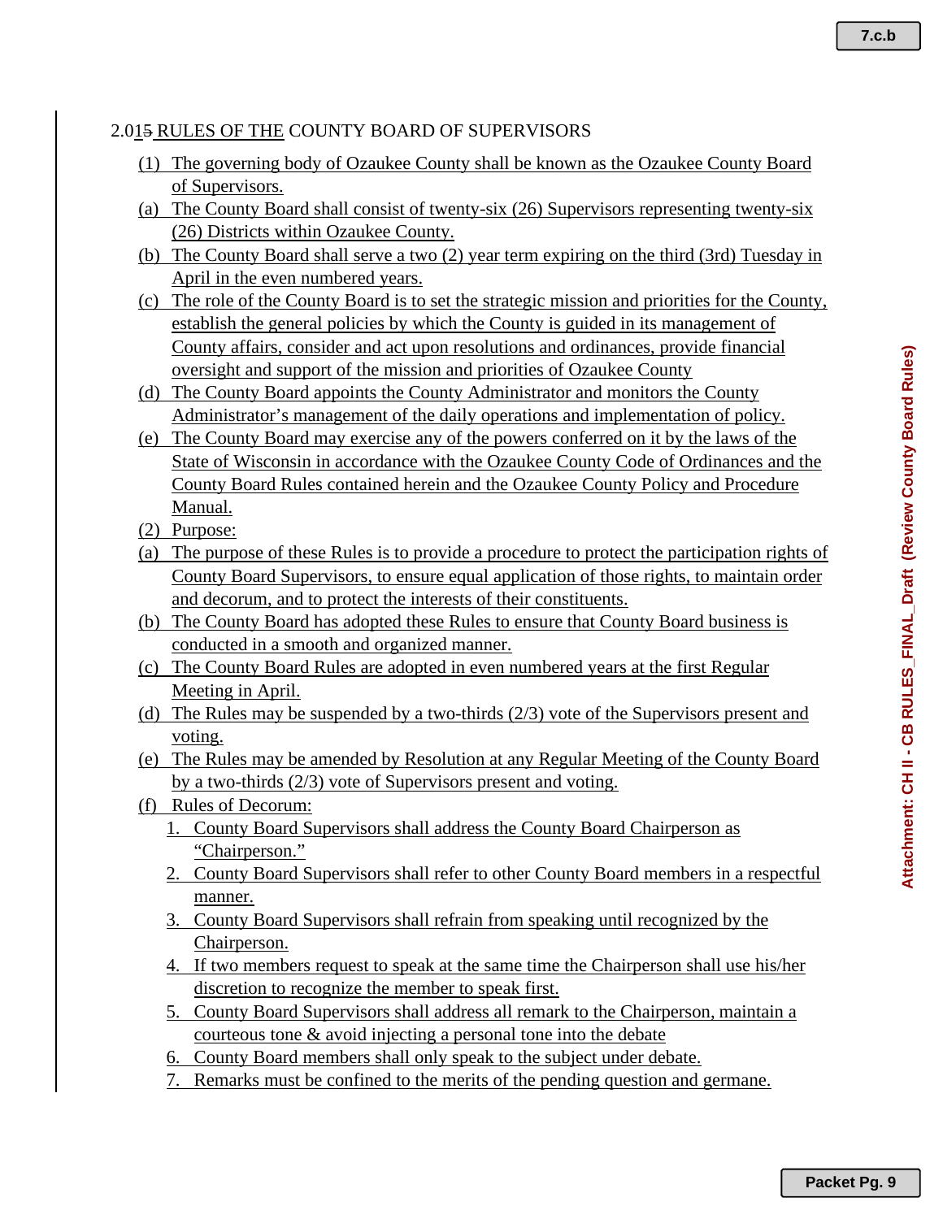2.015 RULES OF THE COUNTY BOARD OF SUPERVISORS

(1) The governing body of Ozaukee County shall be known as the Ozaukee County Board of Supervisors.

(a) The County Board shall consist of twenty-six (26) Supervisors representing twenty-six (26) Districts within Ozaukee County.

(b) The County Board shall serve a two (2) year term expiring on the third (3rd) Tuesday in April in the even numbered years.

(c) The role of the County Board is to set the strategic mission and priorities for the County, establish the general policies by which the County is guided in its management of County affairs, consider and act upon resolutions and ordinances, provide financial oversight and support of the mission and priorities of Ozaukee County

(d) The County Board appoints the County Administrator and monitors the County Administrator's management of the daily operations and implementation of policy.

(e) The County Board may exercise any of the powers conferred on it by the laws of the State of Wisconsin in accordance with the Ozaukee County Code of Ordinances and the County Board Rules contained herein and the Ozaukee County Policy and Procedure Manual.

(2) Purpose:

(a) The purpose of these Rules is to provide a procedure to protect the participation rights of County Board Supervisors, to ensure equal application of those rights, to maintain order and decorum, and to protect the interests of their constituents.

(b) The County Board has adopted these Rules to ensure that County Board business is conducted in a smooth and organized manner.

(c) The County Board Rules are adopted in even numbered years at the first Regular Meeting in April.

(d) The Rules may be suspended by a two-thirds (2/3) vote of the Supervisors present and voting.

(e) The Rules may be amended by Resolution at any Regular Meeting of the County Board by a two-thirds (2/3) vote of Supervisors present and voting.

(f) Rules of Decorum:

1. County Board Supervisors shall address the County Board Chairperson as "Chairperson."
2. County Board Supervisors shall refer to other County Board members in a respectful manner.
3. County Board Supervisors shall refrain from speaking until recognized by the Chairperson.
4. If two members request to speak at the same time the Chairperson shall use his/her discretion to recognize the member to speak first.
5. County Board Supervisors shall address all remark to the Chairperson, maintain a courteous tone & avoid injecting a personal tone into the debate
6. County Board members shall only speak to the subject under debate.
7. Remarks must be confined to the merits of the pending question and germane.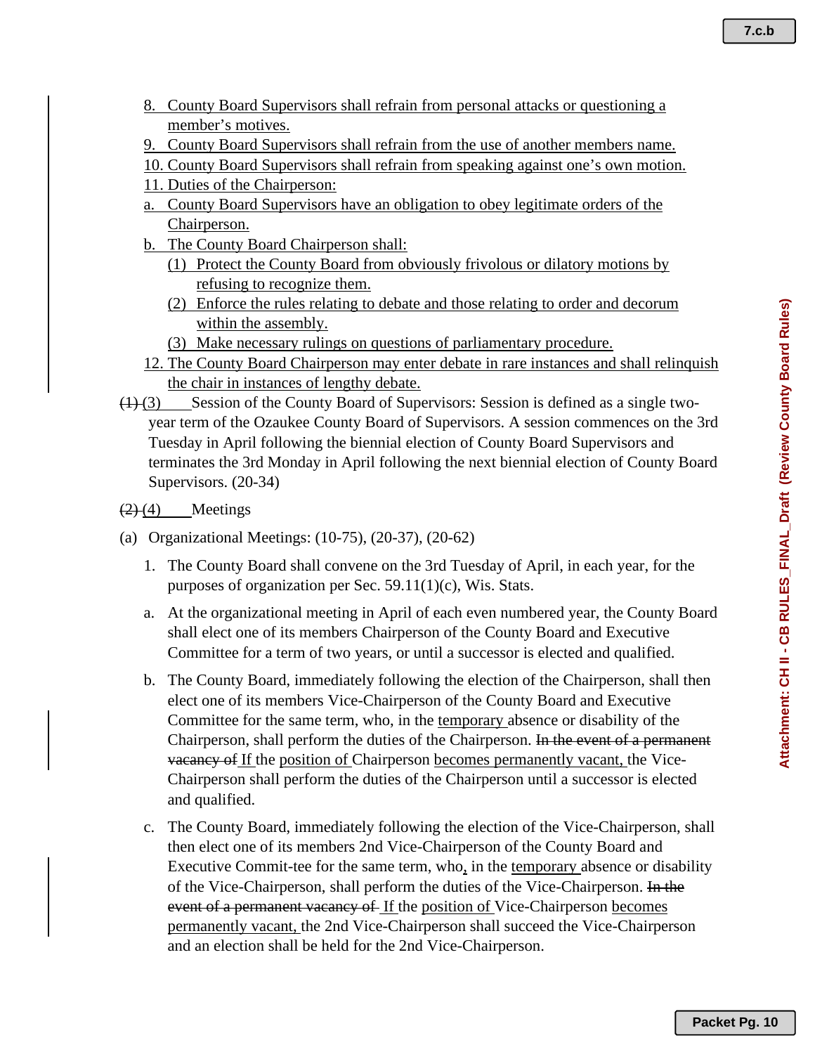8. County Board Supervisors shall refrain from personal attacks or questioning a member's motives.
9. County Board Supervisors shall refrain from the use of another members name.
10. County Board Supervisors shall refrain from speaking against one's own motion.
11. Duties of the Chairperson:
    a. County Board Supervisors have an obligation to obey legitimate orders of the Chairperson.
    b. The County Board Chairperson shall:
        (1) Protect the County Board from obviously frivolous or dilatory motions by refusing to recognize them.
        (2) Enforce the rules relating to debate and those relating to order and decorum within the assembly.
        (3) Make necessary rulings on questions of parliamentary procedure.
12. The County Board Chairperson may enter debate in rare instances and shall relinquish the chair in instances of lengthy debate.

~~(1)~~ (3) Session of the County Board of Supervisors: Session is defined as a single two-year term of the Ozaukee County Board of Supervisors. A session commences on the 3rd Tuesday in April following the biennial election of County Board Supervisors and terminates the 3rd Monday in April following the next biennial election of County Board Supervisors. (20-34)

~~(2)~~ (4) Meetings

(a) Organizational Meetings: (10-75), (20-37), (20-62)

1. The County Board shall convene on the 3rd Tuesday of April, in each year, for the purposes of organization per Sec. 59.11(1)(c), Wis. Stats.

   a. At the organizational meeting in April of each even numbered year, the County Board shall elect one of its members Chairperson of the County Board and Executive Committee for a term of two years, or until a successor is elected and qualified.

   b. The County Board, immediately following the election of the Chairperson, shall then elect one of its members Vice-Chairperson of the County Board and Executive Committee for the same term, who, in the temporary absence or disability of the Chairperson, shall perform the duties of the Chairperson. ~~In the event of a permanent vacancy of~~ If the position of Chairperson becomes permanently vacant, the Vice-Chairperson shall perform the duties of the Chairperson until a successor is elected and qualified.

   c. The County Board, immediately following the election of the Vice-Chairperson, shall then elect one of its members 2nd Vice-Chairperson of the County Board and Executive Commit-tee for the same term, who, in the temporary absence or disability of the Vice-Chairperson, shall perform the duties of the Vice-Chairperson. ~~In the event of a permanent vacancy of~~ If the position of Vice-Chairperson becomes permanently vacant, the 2nd Vice-Chairperson shall succeed the Vice-Chairperson and an election shall be held for the 2nd Vice-Chairperson.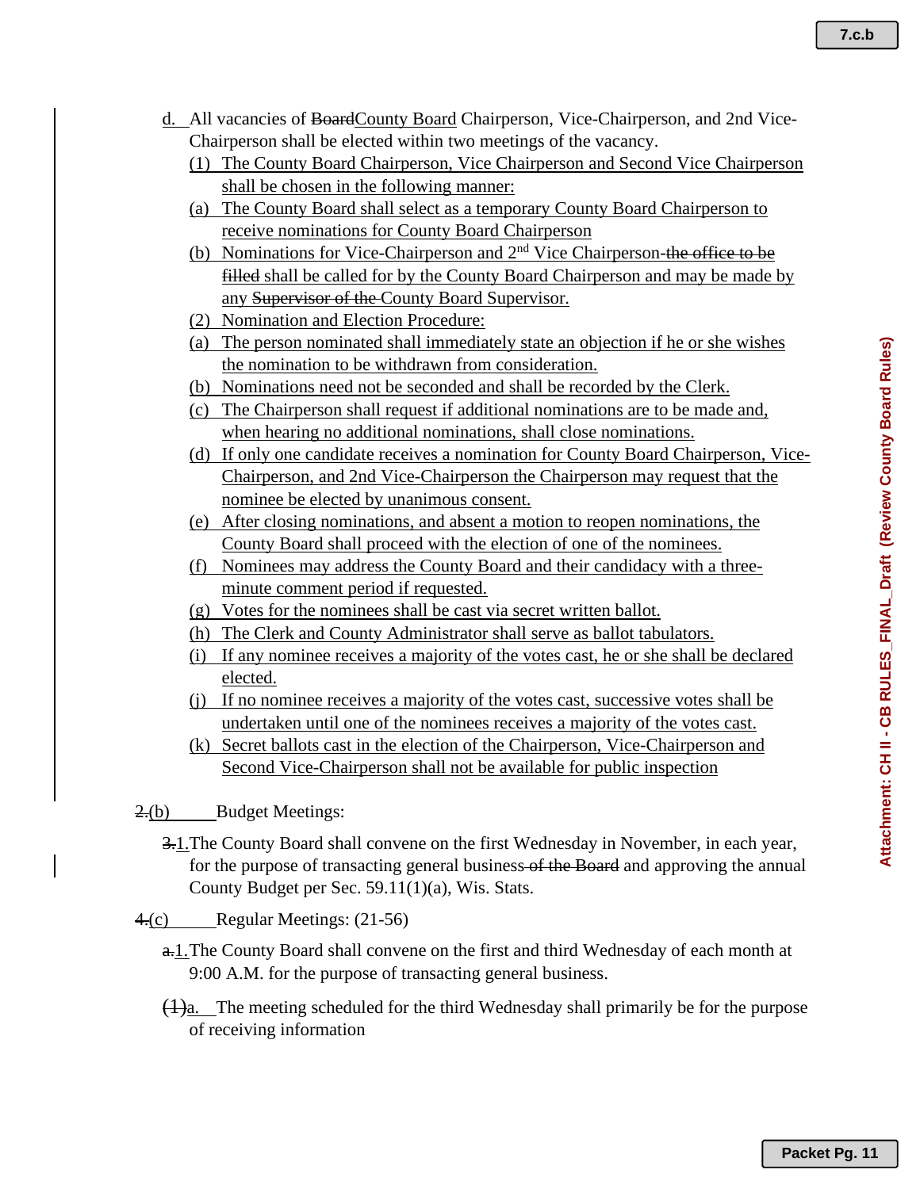d. All vacancies of ~~Board~~County Board Chairperson, Vice-Chairperson, and 2nd Vice-Chairperson shall be elected within two meetings of the vacancy.

(1) The County Board Chairperson, Vice Chairperson and Second Vice Chairperson shall be chosen in the following manner:

(a) The County Board shall select as a temporary County Board Chairperson to receive nominations for County Board Chairperson

(b) Nominations for Vice-Chairperson and 2nd Vice Chairperson ~~the office to be filled~~ shall be called for by the County Board Chairperson and may be made by any ~~Supervisor of the~~ County Board Supervisor.

(2) Nomination and Election Procedure:

(a) The person nominated shall immediately state an objection if he or she wishes the nomination to be withdrawn from consideration.

(b) Nominations need not be seconded and shall be recorded by the Clerk.

(c) The Chairperson shall request if additional nominations are to be made and, when hearing no additional nominations, shall close nominations.

(d) If only one candidate receives a nomination for County Board Chairperson, Vice-Chairperson, and 2nd Vice-Chairperson the Chairperson may request that the nominee be elected by unanimous consent.

(e) After closing nominations, and absent a motion to reopen nominations, the County Board shall proceed with the election of one of the nominees.

(f) Nominees may address the County Board and their candidacy with a three-minute comment period if requested.

(g) Votes for the nominees shall be cast via secret written ballot.

(h) The Clerk and County Administrator shall serve as ballot tabulators.

(i) If any nominee receives a majority of the votes cast, he or she shall be declared elected.

(j) If no nominee receives a majority of the votes cast, successive votes shall be undertaken until one of the nominees receives a majority of the votes cast.

(k) Secret ballots cast in the election of the Chairperson, Vice-Chairperson and Second Vice-Chairperson shall not be available for public inspection

~~2.~~(b) Budget Meetings:

~~3.~~1. The County Board shall convene on the first Wednesday in November, in each year, for the purpose of transacting general business ~~of the Board~~ and approving the annual County Budget per Sec. 59.11(1)(a), Wis. Stats.

~~4.~~(c) Regular Meetings: (21-56)

~~a.~~1. The County Board shall convene on the first and third Wednesday of each month at 9:00 A.M. for the purpose of transacting general business.

~~(1)~~a. The meeting scheduled for the third Wednesday shall primarily be for the purpose of receiving information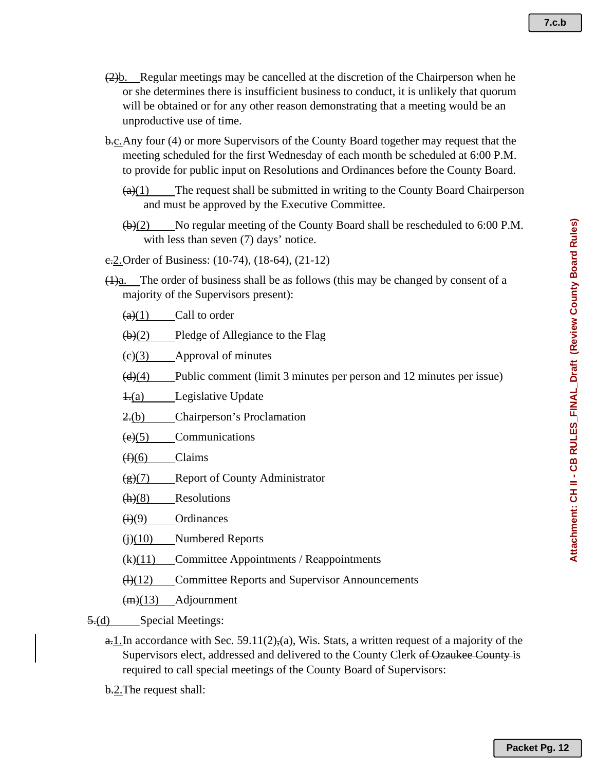~~(2)~~b. Regular meetings may be cancelled at the discretion of the Chairperson when he or she determines there is insufficient business to conduct, it is unlikely that quorum will be obtained or for any other reason demonstrating that a meeting would be an unproductive use of time.

~~b.~~c. Any four (4) or more Supervisors of the County Board together may request that the meeting scheduled for the first Wednesday of each month be scheduled at 6:00 P.M. to provide for public input on Resolutions and Ordinances before the County Board.

~~(a)~~(1) The request shall be submitted in writing to the County Board Chairperson and must be approved by the Executive Committee.

~~(b)~~(2) No regular meeting of the County Board shall be rescheduled to 6:00 P.M. with less than seven (7) days' notice.

~~c.~~2. Order of Business: (10-74), (18-64), (21-12)

~~(1)~~a. The order of business shall be as follows (this may be changed by consent of a majority of the Supervisors present):

~~(a)~~(1) Call to order

~~(b)~~(2) Pledge of Allegiance to the Flag

~~(c)~~(3) Approval of minutes

~~(d)~~(4) Public comment (limit 3 minutes per person and 12 minutes per issue)

~~1.~~(a) Legislative Update

~~2.~~(b) Chairperson's Proclamation

~~(e)~~(5) Communications

~~(f)~~(6) Claims

~~(g)~~(7) Report of County Administrator

~~(h)~~(8) Resolutions

~~(i)~~(9) Ordinances

~~(j)~~(10) Numbered Reports

~~(k)~~(11) Committee Appointments / Reappointments

~~(l)~~(12) Committee Reports and Supervisor Announcements

~~(m)~~(13) Adjournment

~~5.~~(d) Special Meetings:

~~a.~~1. In accordance with Sec. 59.11(2)~~,~~(a), Wis. Stats, a written request of a majority of the Supervisors elect, addressed and delivered to the County Clerk ~~of Ozaukee County~~ is required to call special meetings of the County Board of Supervisors:

~~b.~~2. The request shall: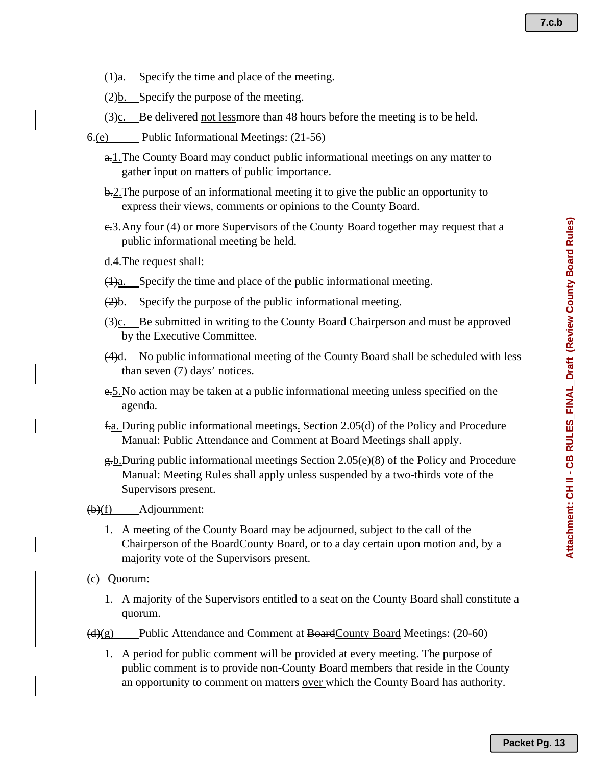~~(1)~~a. Specify the time and place of the meeting.

~~(2)~~b. Specify the purpose of the meeting.

~~(3)~~c. Be delivered not less~~more~~ than 48 hours before the meeting is to be held.

~~6.~~(e) Public Informational Meetings: (21-56)

~~a.~~1. The County Board may conduct public informational meetings on any matter to gather input on matters of public importance.

~~b.~~2. The purpose of an informational meeting it to give the public an opportunity to express their views, comments or opinions to the County Board.

~~c.~~3. Any four (4) or more Supervisors of the County Board together may request that a public informational meeting be held.

~~d.~~4. The request shall:

~~(1)~~a. Specify the time and place of the public informational meeting.

~~(2)~~b. Specify the purpose of the public informational meeting.

~~(3)~~c. Be submitted in writing to the County Board Chairperson and must be approved by the Executive Committee.

~~(4)~~d. No public informational meeting of the County Board shall be scheduled with less than seven (7) days' notice~~s~~.

~~e.~~5. No action may be taken at a public informational meeting unless specified on the agenda.

~~f.~~a. During public informational meetings, Section 2.05(d) of the Policy and Procedure Manual: Public Attendance and Comment at Board Meetings shall apply.

~~g.~~b. During public informational meetings Section 2.05(e)(8) of the Policy and Procedure Manual: Meeting Rules shall apply unless suspended by a two-thirds vote of the Supervisors present.

~~(b)~~(f) Adjournment:

1. A meeting of the County Board may be adjourned, subject to the call of the Chairperson ~~of the Board~~County Board, or to a day certain upon motion and~~, by a~~ majority vote of the Supervisors present.

~~(c) Quorum:~~

~~1. A majority of the Supervisors entitled to a seat on the County Board shall constitute a quorum.~~

~~(d)~~(g) Public Attendance and Comment at ~~Board~~County Board Meetings: (20-60)

1. A period for public comment will be provided at every meeting. The purpose of public comment is to provide non-County Board members that reside in the County an opportunity to comment on matters over which the County Board has authority.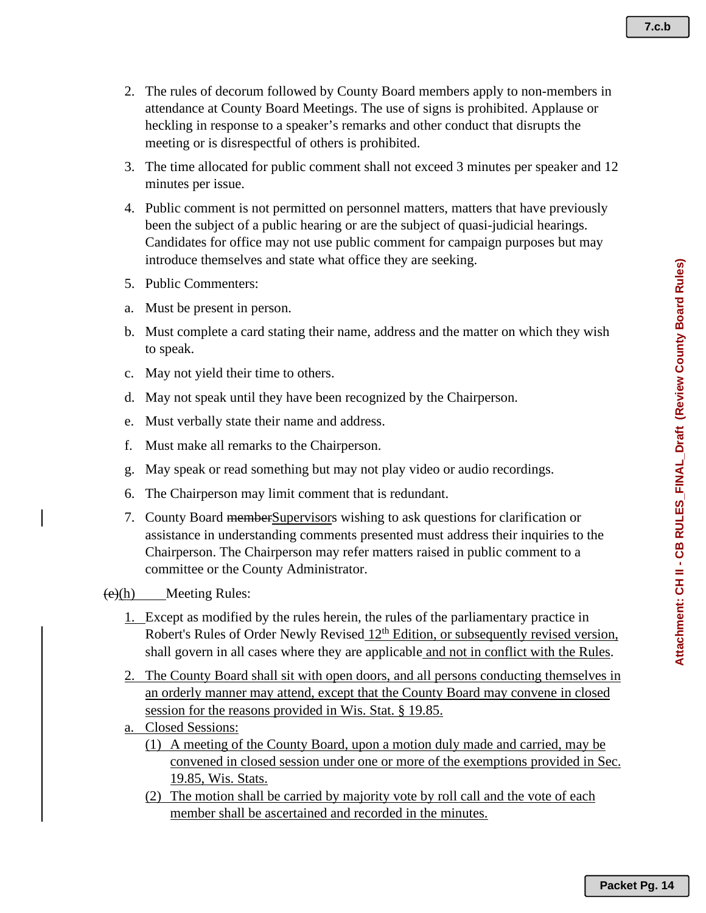2. The rules of decorum followed by County Board members apply to non-members in attendance at County Board Meetings. The use of signs is prohibited. Applause or heckling in response to a speaker's remarks and other conduct that disrupts the meeting or is disrespectful of others is prohibited.

3. The time allocated for public comment shall not exceed 3 minutes per speaker and 12 minutes per issue.

4. Public comment is not permitted on personnel matters, matters that have previously been the subject of a public hearing or are the subject of quasi-judicial hearings. Candidates for office may not use public comment for campaign purposes but may introduce themselves and state what office they are seeking.

5. Public Commenters:

a. Must be present in person.

b. Must complete a card stating their name, address and the matter on which they wish to speak.

c. May not yield their time to others.

d. May not speak until they have been recognized by the Chairperson.

e. Must verbally state their name and address.

f. Must make all remarks to the Chairperson.

g. May speak or read something but may not play video or audio recordings.

6. The Chairperson may limit comment that is redundant.

7. County Board ~~member~~Supervisors wishing to ask questions for clarification or assistance in understanding comments presented must address their inquiries to the Chairperson. The Chairperson may refer matters raised in public comment to a committee or the County Administrator.

~~(e)~~(h) Meeting Rules:

1. Except as modified by the rules herein, the rules of the parliamentary practice in Robert's Rules of Order Newly Revised 12th Edition, or subsequently revised version, shall govern in all cases where they are applicable and not in conflict with the Rules.

2. The County Board shall sit with open doors, and all persons conducting themselves in an orderly manner may attend, except that the County Board may convene in closed session for the reasons provided in Wis. Stat. § 19.85.

a. Closed Sessions:

   (1) A meeting of the County Board, upon a motion duly made and carried, may be convened in closed session under one or more of the exemptions provided in Sec. 19.85, Wis. Stats.

   (2) The motion shall be carried by majority vote by roll call and the vote of each member shall be ascertained and recorded in the minutes.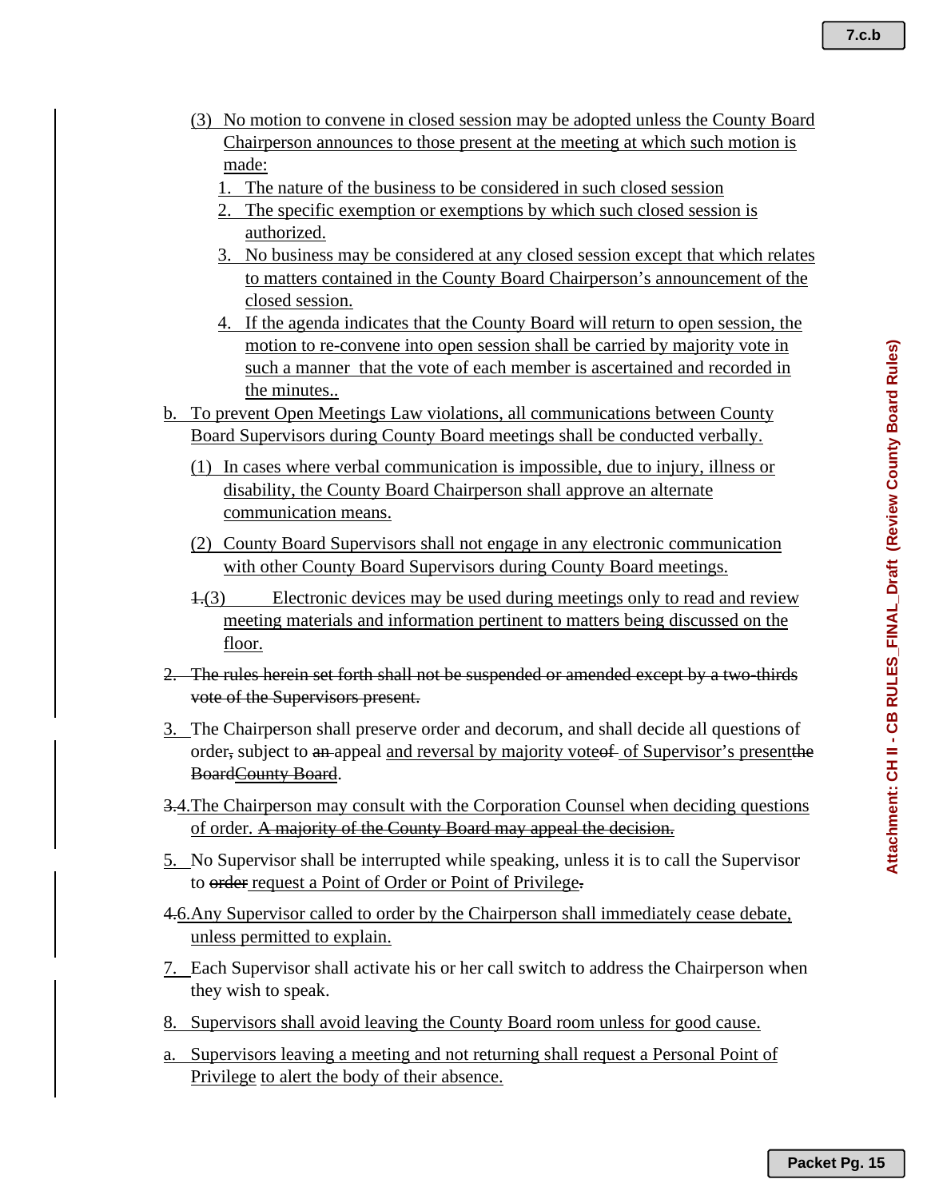(3) No motion to convene in closed session may be adopted unless the County Board Chairperson announces to those present at the meeting at which such motion is made:

1. The nature of the business to be considered in such closed session
2. The specific exemption or exemptions by which such closed session is authorized.
3. No business may be considered at any closed session except that which relates to matters contained in the County Board Chairperson's announcement of the closed session.
4. If the agenda indicates that the County Board will return to open session, the motion to re-convene into open session shall be carried by majority vote in such a manner that the vote of each member is ascertained and recorded in the minutes..

b. To prevent Open Meetings Law violations, all communications between County Board Supervisors during County Board meetings shall be conducted verbally.

(1) In cases where verbal communication is impossible, due to injury, illness or disability, the County Board Chairperson shall approve an alternate communication means.

(2) County Board Supervisors shall not engage in any electronic communication with other County Board Supervisors during County Board meetings.

~~1.~~(3) Electronic devices may be used during meetings only to read and review meeting materials and information pertinent to matters being discussed on the floor.

~~2. The rules herein set forth shall not be suspended or amended except by a two-thirds vote of the Supervisors present.~~

3. The Chairperson shall preserve order and decorum, and shall decide all questions of order~~,~~ subject to ~~an~~ appeal and reversal by majority vote~~of~~ of Supervisor's present~~the Board~~County Board.

~~3.~~4. The Chairperson may consult with the Corporation Counsel when deciding questions of order. ~~A majority of the County Board may appeal the decision.~~

5. No Supervisor shall be interrupted while speaking, unless it is to call the Supervisor to ~~order~~ request a Point of Order or Point of Privilege~~.~~

~~4.~~6. Any Supervisor called to order by the Chairperson shall immediately cease debate, unless permitted to explain.

7. Each Supervisor shall activate his or her call switch to address the Chairperson when they wish to speak.

8. Supervisors shall avoid leaving the County Board room unless for good cause.

a. Supervisors leaving a meeting and not returning shall request a Personal Point of Privilege to alert the body of their absence.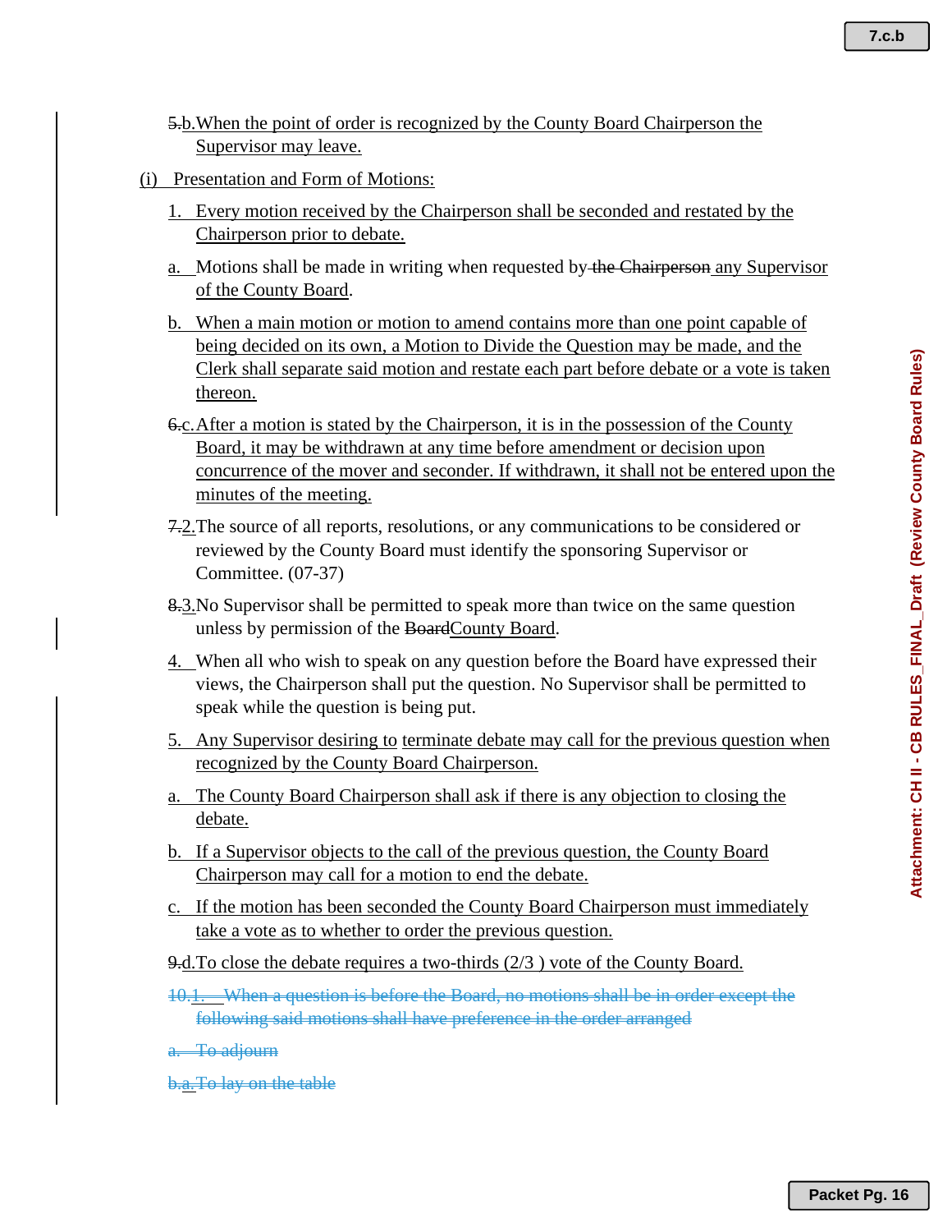5.b. When the point of order is recognized by the County Board Chairperson the Supervisor may leave.

(i) Presentation and Form of Motions:

1. Every motion received by the Chairperson shall be seconded and restated by the Chairperson prior to debate.

a. Motions shall be made in writing when requested by ~~the Chairperson~~ any Supervisor of the County Board.

b. When a main motion or motion to amend contains more than one point capable of being decided on its own, a Motion to Divide the Question may be made, and the Clerk shall separate said motion and restate each part before debate or a vote is taken thereon.

~~6.~~c. After a motion is stated by the Chairperson, it is in the possession of the County Board, it may be withdrawn at any time before amendment or decision upon concurrence of the mover and seconder. If withdrawn, it shall not be entered upon the minutes of the meeting.

~~7.~~2. The source of all reports, resolutions, or any communications to be considered or reviewed by the County Board must identify the sponsoring Supervisor or Committee. (07-37)

~~8.~~3. No Supervisor shall be permitted to speak more than twice on the same question unless by permission of the ~~Board~~County Board.

4. When all who wish to speak on any question before the Board have expressed their views, the Chairperson shall put the question. No Supervisor shall be permitted to speak while the question is being put.

5. Any Supervisor desiring to terminate debate may call for the previous question when recognized by the County Board Chairperson.

a. The County Board Chairperson shall ask if there is any objection to closing the debate.

b. If a Supervisor objects to the call of the previous question, the County Board Chairperson may call for a motion to end the debate.

c. If the motion has been seconded the County Board Chairperson must immediately take a vote as to whether to order the previous question.

~~9.~~d. To close the debate requires a two-thirds (2/3 ) vote of the County Board.

~~10.1. When a question is before the Board, no motions shall be in order except the following said motions shall have preference in the order arranged~~

~~a. To adjourn~~

~~b.a. To lay on the table~~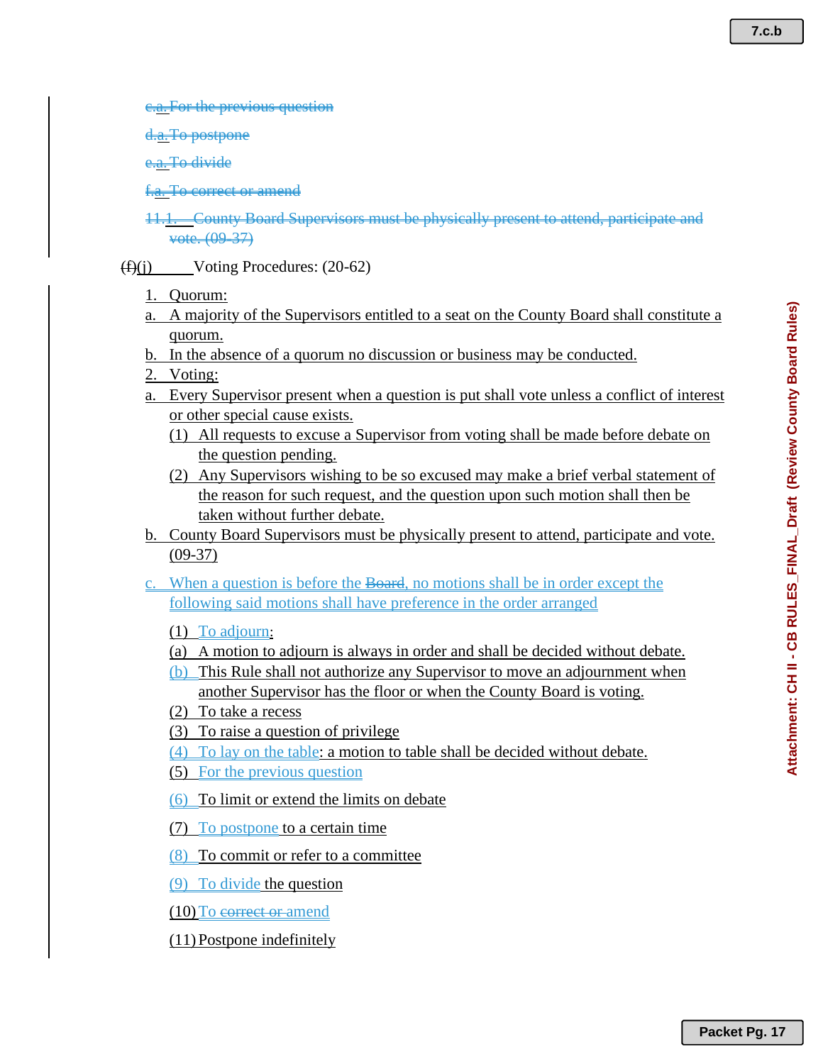c.a. For the previous question

d.a. To postpone

e.a. To divide

f.a. To correct or amend

11.1. County Board Supervisors must be physically present to attend, participate and vote. (09-37)

(f)(j) Voting Procedures: (20-62)

1. Quorum:
a. A majority of the Supervisors entitled to a seat on the County Board shall constitute a quorum.
b. In the absence of a quorum no discussion or business may be conducted.
2. Voting:
a. Every Supervisor present when a question is put shall vote unless a conflict of interest or other special cause exists.
   (1) All requests to excuse a Supervisor from voting shall be made before debate on the question pending.
   (2) Any Supervisors wishing to be so excused may make a brief verbal statement of the reason for such request, and the question upon such motion shall then be taken without further debate.
b. County Board Supervisors must be physically present to attend, participate and vote. (09-37)
c. When a question is before the Board, no motions shall be in order except the following said motions shall have preference in the order arranged
   (1) To adjourn:
   (a) A motion to adjourn is always in order and shall be decided without debate.
   (b) This Rule shall not authorize any Supervisor to move an adjournment when another Supervisor has the floor or when the County Board is voting.
   (2) To take a recess
   (3) To raise a question of privilege
   (4) To lay on the table: a motion to table shall be decided without debate.
   (5) For the previous question
   (6) To limit or extend the limits on debate
   (7) To postpone to a certain time
   (8) To commit or refer to a committee
   (9) To divide the question
   (10) To correct or amend
   (11) Postpone indefinitely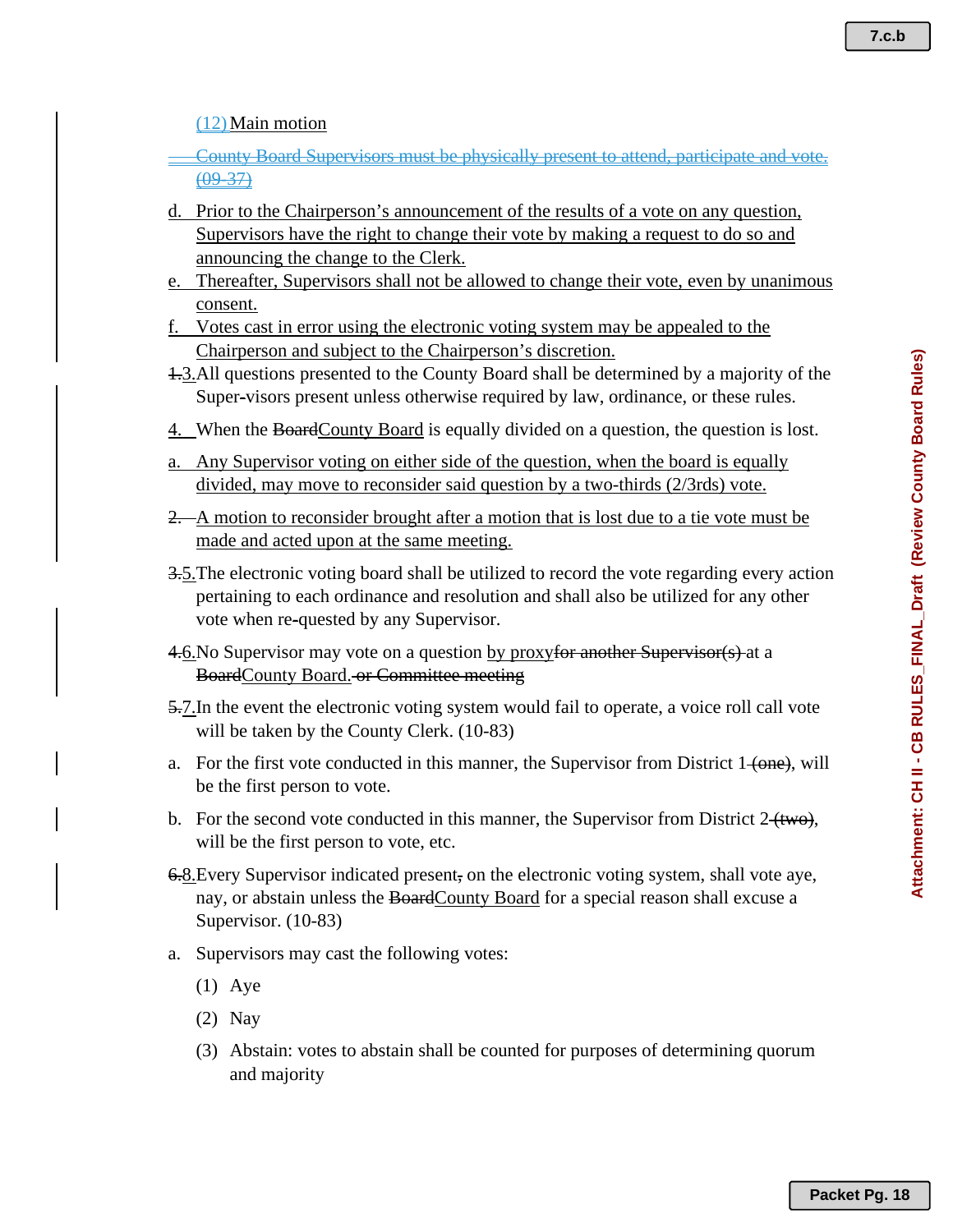(12) Main motion

~~County Board Supervisors must be physically present to attend, participate and vote. (09-37)~~

d. Prior to the Chairperson's announcement of the results of a vote on any question, Supervisors have the right to change their vote by making a request to do so and announcing the change to the Clerk.

e. Thereafter, Supervisors shall not be allowed to change their vote, even by unanimous consent.

f. Votes cast in error using the electronic voting system may be appealed to the Chairperson and subject to the Chairperson's discretion.

~~1.~~3. All questions presented to the County Board shall be determined by a majority of the Super-visors present unless otherwise required by law, ordinance, or these rules.

4. When the ~~Board~~County Board is equally divided on a question, the question is lost.

a. Any Supervisor voting on either side of the question, when the board is equally divided, may move to reconsider said question by a two-thirds (2/3rds) vote.

~~2.~~ A motion to reconsider brought after a motion that is lost due to a tie vote must be made and acted upon at the same meeting.

~~3.~~5. The electronic voting board shall be utilized to record the vote regarding every action pertaining to each ordinance and resolution and shall also be utilized for any other vote when re-quested by any Supervisor.

~~4.~~6. No Supervisor may vote on a question by proxy~~for another Supervisor(s)~~ at a ~~Board~~County Board. ~~or Committee meeting~~

~~5.~~7. In the event the electronic voting system would fail to operate, a voice roll call vote will be taken by the County Clerk. (10-83)

a. For the first vote conducted in this manner, the Supervisor from District 1 ~~(one)~~, will be the first person to vote.

b. For the second vote conducted in this manner, the Supervisor from District 2 ~~(two)~~, will be the first person to vote, etc.

~~6.~~8. Every Supervisor indicated present~~,~~ on the electronic voting system, shall vote aye, nay, or abstain unless the ~~Board~~County Board for a special reason shall excuse a Supervisor. (10-83)

a. Supervisors may cast the following votes:

(1) Aye

(2) Nay

(3) Abstain: votes to abstain shall be counted for purposes of determining quorum and majority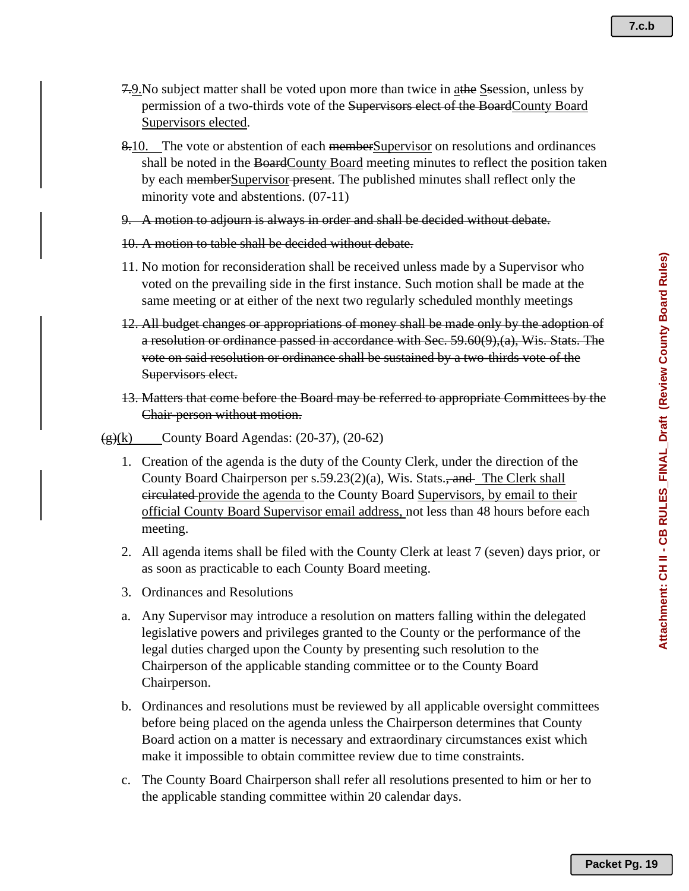~~7.~~9. No subject matter shall be voted upon more than twice in ~~a~~the ~~S~~session, unless by permission of a two-thirds vote of the ~~Supervisors elect of the Board~~County Board Supervisors elected.

~~8.~~10. The vote or abstention of each ~~member~~Supervisor on resolutions and ordinances shall be noted in the ~~Board~~County Board meeting minutes to reflect the position taken by each ~~member~~Supervisor ~~present~~. The published minutes shall reflect only the minority vote and abstentions. (07-11)

~~9. A motion to adjourn is always in order and shall be decided without debate.~~

~~10. A motion to table shall be decided without debate.~~

11. No motion for reconsideration shall be received unless made by a Supervisor who voted on the prevailing side in the first instance. Such motion shall be made at the same meeting or at either of the next two regularly scheduled monthly meetings

~~12. All budget changes or appropriations of money shall be made only by the adoption of a resolution or ordinance passed in accordance with Sec. 59.60(9),(a), Wis. Stats. The vote on said resolution or ordinance shall be sustained by a two-thirds vote of the Supervisors elect.~~

~~13. Matters that come before the Board may be referred to appropriate Committees by the Chair-person without motion.~~

~~(g)~~(k) County Board Agendas: (20-37), (20-62)

1. Creation of the agenda is the duty of the County Clerk, under the direction of the County Board Chairperson per s.59.23(2)(a), Wis. Stats.~~, and~~ The Clerk shall ~~circulated~~ provide the agenda to the County Board Supervisors, by email to their official County Board Supervisor email address, not less than 48 hours before each meeting.

2. All agenda items shall be filed with the County Clerk at least 7 (seven) days prior, or as soon as practicable to each County Board meeting.

3. Ordinances and Resolutions

a. Any Supervisor may introduce a resolution on matters falling within the delegated legislative powers and privileges granted to the County or the performance of the legal duties charged upon the County by presenting such resolution to the Chairperson of the applicable standing committee or to the County Board Chairperson.

b. Ordinances and resolutions must be reviewed by all applicable oversight committees before being placed on the agenda unless the Chairperson determines that County Board action on a matter is necessary and extraordinary circumstances exist which make it impossible to obtain committee review due to time constraints.

c. The County Board Chairperson shall refer all resolutions presented to him or her to the applicable standing committee within 20 calendar days.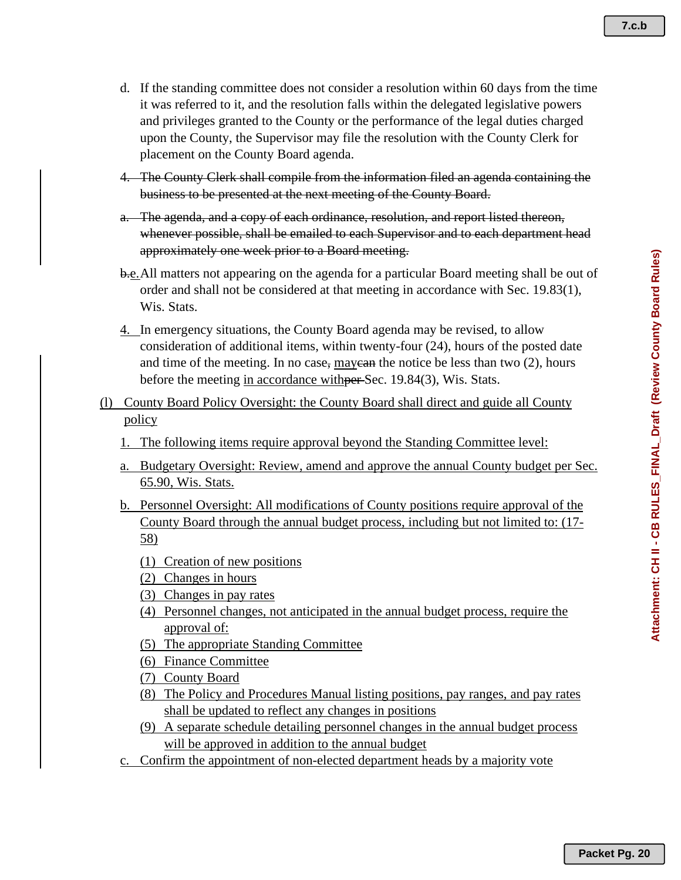d. If the standing committee does not consider a resolution within 60 days from the time it was referred to it, and the resolution falls within the delegated legislative powers and privileges granted to the County or the performance of the legal duties charged upon the County, the Supervisor may file the resolution with the County Clerk for placement on the County Board agenda.

~~4. The County Clerk shall compile from the information filed an agenda containing the business to be presented at the next meeting of the County Board.~~

~~a. The agenda, and a copy of each ordinance, resolution, and report listed thereon, whenever possible, shall be emailed to each Supervisor and to each department head approximately one week prior to a Board meeting.~~

~~b.~~e. All matters not appearing on the agenda for a particular Board meeting shall be out of order and shall not be considered at that meeting in accordance with Sec. 19.83(1), Wis. Stats.

4. In emergency situations, the County Board agenda may be revised, to allow consideration of additional items, within twenty-four (24), hours of the posted date and time of the meeting. In no case~~,~~ may~~can~~ the notice be less than two (2), hours before the meeting in accordance with~~per~~ Sec. 19.84(3), Wis. Stats.

(l) County Board Policy Oversight: the County Board shall direct and guide all County policy

1. The following items require approval beyond the Standing Committee level:

a. Budgetary Oversight: Review, amend and approve the annual County budget per Sec. 65.90, Wis. Stats.

b. Personnel Oversight: All modifications of County positions require approval of the County Board through the annual budget process, including but not limited to: (17-58)

   (1) Creation of new positions
   (2) Changes in hours
   (3) Changes in pay rates
   (4) Personnel changes, not anticipated in the annual budget process, require the approval of:
   (5) The appropriate Standing Committee
   (6) Finance Committee
   (7) County Board
   (8) The Policy and Procedures Manual listing positions, pay ranges, and pay rates shall be updated to reflect any changes in positions
   (9) A separate schedule detailing personnel changes in the annual budget process will be approved in addition to the annual budget

c. Confirm the appointment of non-elected department heads by a majority vote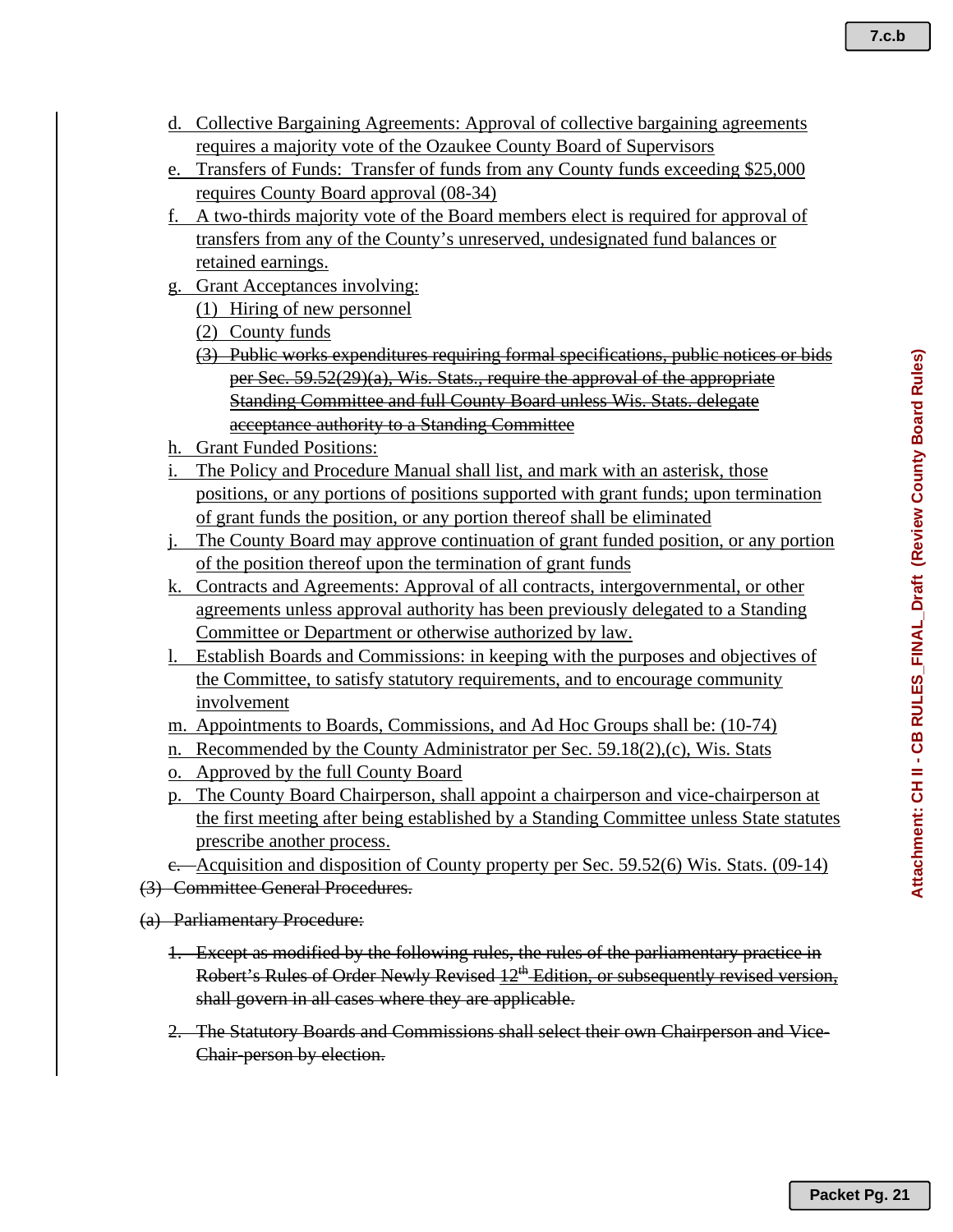d. Collective Bargaining Agreements: Approval of collective bargaining agreements requires a majority vote of the Ozaukee County Board of Supervisors

e. Transfers of Funds: Transfer of funds from any County funds exceeding $25,000 requires County Board approval (08-34)

f. A two-thirds majority vote of the Board members elect is required for approval of transfers from any of the County's unreserved, undesignated fund balances or retained earnings.

g. Grant Acceptances involving:

   (1) Hiring of new personnel

   (2) County funds

   ~~(3) Public works expenditures requiring formal specifications, public notices or bids per Sec. 59.52(29)(a), Wis. Stats., require the approval of the appropriate Standing Committee and full County Board unless Wis. Stats. delegate acceptance authority to a Standing Committee~~

h. Grant Funded Positions:

i. The Policy and Procedure Manual shall list, and mark with an asterisk, those positions, or any portions of positions supported with grant funds; upon termination of grant funds the position, or any portion thereof shall be eliminated

j. The County Board may approve continuation of grant funded position, or any portion of the position thereof upon the termination of grant funds

k. Contracts and Agreements: Approval of all contracts, intergovernmental, or other agreements unless approval authority has been previously delegated to a Standing Committee or Department or otherwise authorized by law.

l. Establish Boards and Commissions: in keeping with the purposes and objectives of the Committee, to satisfy statutory requirements, and to encourage community involvement

m. Appointments to Boards, Commissions, and Ad Hoc Groups shall be: (10-74)

n. Recommended by the County Administrator per Sec. 59.18(2),(c), Wis. Stats

o. Approved by the full County Board

p. The County Board Chairperson, shall appoint a chairperson and vice-chairperson at the first meeting after being established by a Standing Committee unless State statutes prescribe another process.

~~c.~~ Acquisition and disposition of County property per Sec. 59.52(6) Wis. Stats. (09-14)

~~(3) Committee General Procedures.~~

~~(a) Parliamentary Procedure:~~

~~1. Except as modified by the following rules, the rules of the parliamentary practice in Robert's Rules of Order Newly Revised 12th Edition, or subsequently revised version, shall govern in all cases where they are applicable.~~

~~2. The Statutory Boards and Commissions shall select their own Chairperson and Vice-Chair-person by election.~~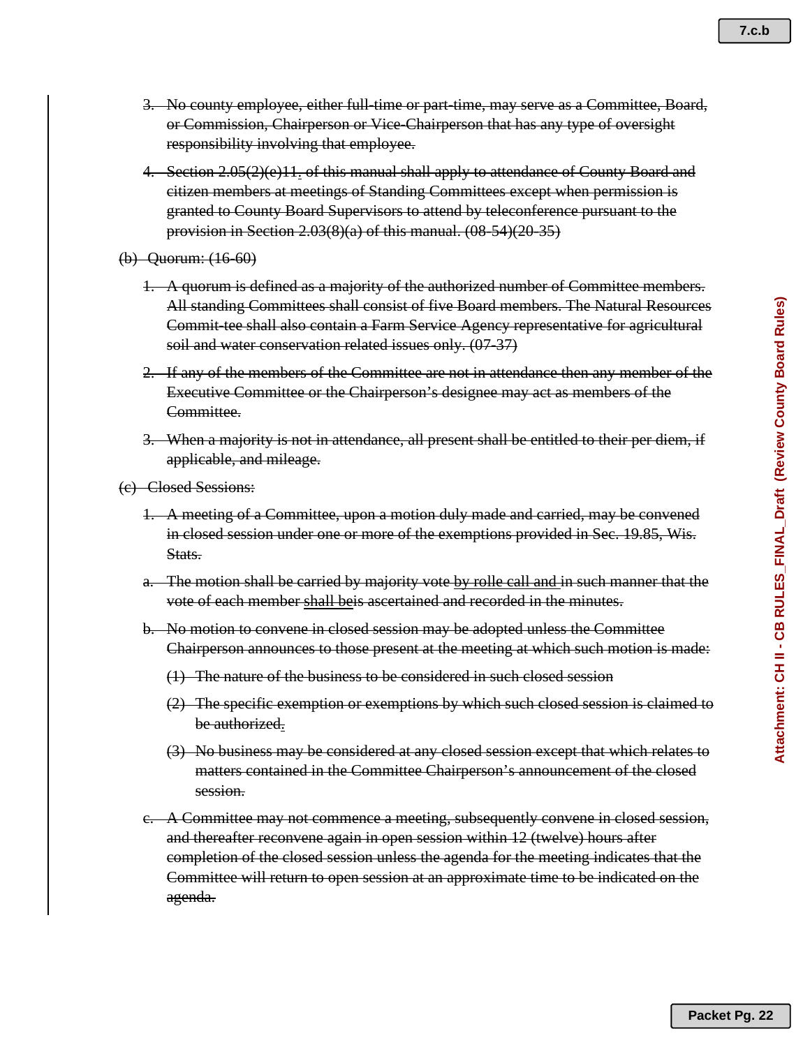3. ~~No county employee, either full-time or part-time, may serve as a Committee, Board, or Commission, Chairperson or Vice-Chairperson that has any type of oversight responsibility involving that employee.~~

4. ~~Section 2.05(2)(e)11. of this manual shall apply to attendance of County Board and citizen members at meetings of Standing Committees except when permission is granted to County Board Supervisors to attend by teleconference pursuant to the provision in Section 2.03(8)(a) of this manual. (08-54)(20-35)~~

~~(b) Quorum: (16-60)~~

1. ~~A quorum is defined as a majority of the authorized number of Committee members. All standing Committees shall consist of five Board members. The Natural Resources Commit-tee shall also contain a Farm Service Agency representative for agricultural soil and water conservation related issues only. (07-37)~~

2. ~~If any of the members of the Committee are not in attendance then any member of the Executive Committee or the Chairperson's designee may act as members of the Committee.~~

3. ~~When a majority is not in attendance, all present shall be entitled to their per diem, if applicable, and mileage.~~

~~(c) Closed Sessions:~~

1. ~~A meeting of a Committee, upon a motion duly made and carried, may be convened in closed session under one or more of the exemptions provided in Sec. 19.85, Wis. Stats.~~

a. ~~The motion shall be carried by majority vote by rolle call and in such manner that the vote of each member shall beis ascertained and recorded in the minutes.~~

b. ~~No motion to convene in closed session may be adopted unless the Committee Chairperson announces to those present at the meeting at which such motion is made:~~

   ~~(1) The nature of the business to be considered in such closed session~~

   ~~(2) The specific exemption or exemptions by which such closed session is claimed to be authorized.~~

   ~~(3) No business may be considered at any closed session except that which relates to matters contained in the Committee Chairperson's announcement of the closed session.~~

c. ~~A Committee may not commence a meeting, subsequently convene in closed session, and thereafter reconvene again in open session within 12 (twelve) hours after completion of the closed session unless the agenda for the meeting indicates that the Committee will return to open session at an approximate time to be indicated on the agenda.~~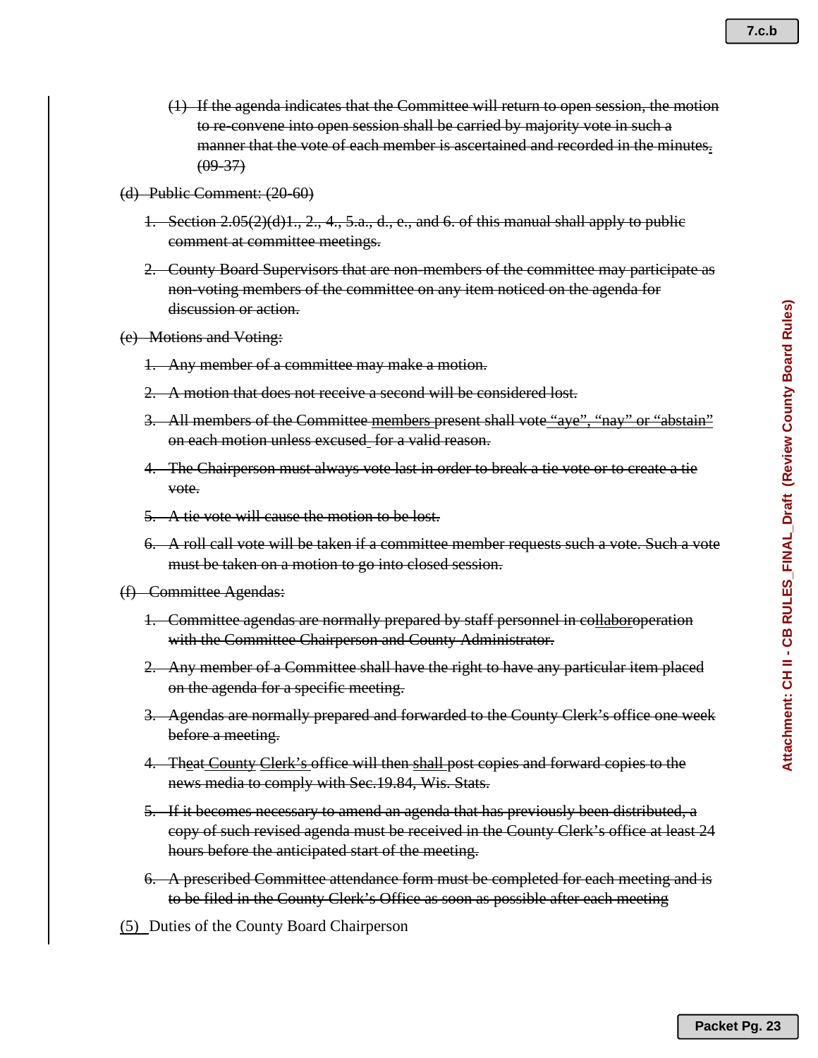~~(1) If the agenda indicates that the Committee will return to open session, the motion to re-convene into open session shall be carried by majority vote in such a manner that the vote of each member is ascertained and recorded in the minutes. (09-37)~~

~~(d) Public Comment: (20-60)~~

~~1. Section 2.05(2)(d)1., 2., 4., 5.a., d., e., and 6. of this manual shall apply to public comment at committee meetings.~~

~~2. County Board Supervisors that are non-members of the committee may participate as non-voting members of the committee on any item noticed on the agenda for discussion or action.~~

~~(e) Motions and Voting:~~

~~1. Any member of a committee may make a motion.~~

~~2. A motion that does not receive a second will be considered lost.~~

~~3. All members of the Committee members present shall vote "aye", "nay" or "abstain" on each motion unless excused for a valid reason.~~

~~4. The Chairperson must always vote last in order to break a tie vote or to create a tie vote.~~

~~5. A tie vote will cause the motion to be lost.~~

~~6. A roll call vote will be taken if a committee member requests such a vote. Such a vote must be taken on a motion to go into closed session.~~

~~(f) Committee Agendas:~~

~~1. Committee agendas are normally prepared by staff personnel in collaboroperation with the Committee Chairperson and County Administrator.~~

~~2. Any member of a Committee shall have the right to have any particular item placed on the agenda for a specific meeting.~~

~~3. Agendas are normally prepared and forwarded to the County Clerk's office one week before a meeting.~~

~~4. Theat County Clerk's office will then shall post copies and forward copies to the news media to comply with Sec.19.84, Wis. Stats.~~

~~5. If it becomes necessary to amend an agenda that has previously been distributed, a copy of such revised agenda must be received in the County Clerk's office at least 24 hours before the anticipated start of the meeting.~~

~~6. A prescribed Committee attendance form must be completed for each meeting and is to be filed in the County Clerk's Office as soon as possible after each meeting~~

(5) Duties of the County Board Chairperson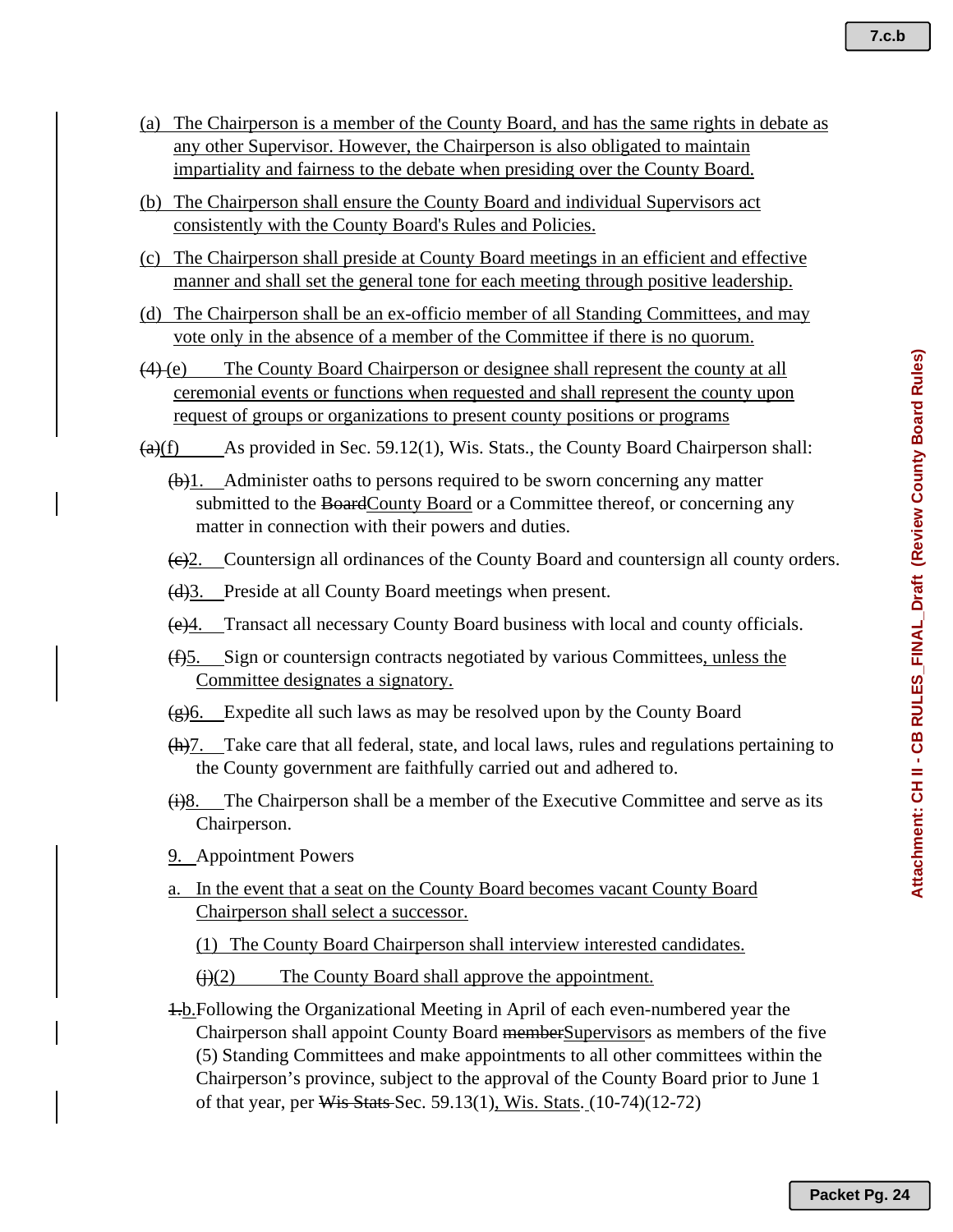(a) The Chairperson is a member of the County Board, and has the same rights in debate as any other Supervisor. However, the Chairperson is also obligated to maintain impartiality and fairness to the debate when presiding over the County Board.

(b) The Chairperson shall ensure the County Board and individual Supervisors act consistently with the County Board's Rules and Policies.

(c) The Chairperson shall preside at County Board meetings in an efficient and effective manner and shall set the general tone for each meeting through positive leadership.

(d) The Chairperson shall be an ex-officio member of all Standing Committees, and may vote only in the absence of a member of the Committee if there is no quorum.

~~(4)~~ (e) The County Board Chairperson or designee shall represent the county at all ceremonial events or functions when requested and shall represent the county upon request of groups or organizations to present county positions or programs

~~(a)~~(f) As provided in Sec. 59.12(1), Wis. Stats., the County Board Chairperson shall:

~~(b)~~1. Administer oaths to persons required to be sworn concerning any matter submitted to the ~~Board~~County Board or a Committee thereof, or concerning any matter in connection with their powers and duties.

~~(c)~~2. Countersign all ordinances of the County Board and countersign all county orders.

~~(d)~~3. Preside at all County Board meetings when present.

~~(e)~~4. Transact all necessary County Board business with local and county officials.

~~(f)~~5. Sign or countersign contracts negotiated by various Committees, unless the Committee designates a signatory.

~~(g)~~6. Expedite all such laws as may be resolved upon by the County Board

~~(h)~~7. Take care that all federal, state, and local laws, rules and regulations pertaining to the County government are faithfully carried out and adhered to.

~~(i)~~8. The Chairperson shall be a member of the Executive Committee and serve as its Chairperson.

9. Appointment Powers

a. In the event that a seat on the County Board becomes vacant County Board Chairperson shall select a successor.

(1) The County Board Chairperson shall interview interested candidates.

~~(j)~~(2) The County Board shall approve the appointment.

~~1.~~b. Following the Organizational Meeting in April of each even-numbered year the Chairperson shall appoint County Board ~~member~~Supervisors as members of the five (5) Standing Committees and make appointments to all other committees within the Chairperson's province, subject to the approval of the County Board prior to June 1 of that year, per ~~Wis Stats~~ Sec. 59.13(1), Wis. Stats. (10-74)(12-72)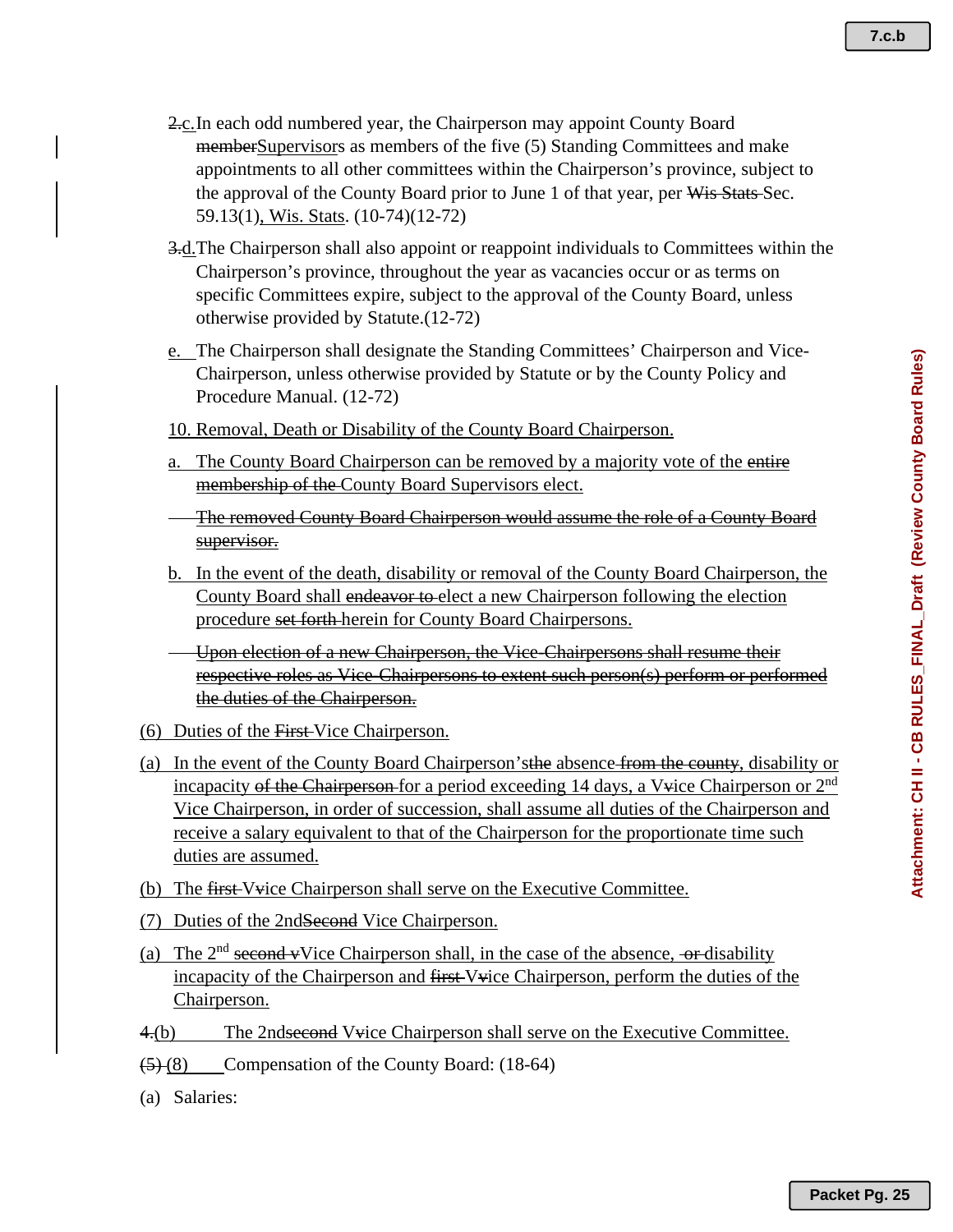2.c. In each odd numbered year, the Chairperson may appoint County Board memberSupervisors as members of the five (5) Standing Committees and make appointments to all other committees within the Chairperson's province, subject to the approval of the County Board prior to June 1 of that year, per Wis Stats Sec. 59.13(1), Wis. Stats. (10-74)(12-72)

3.d. The Chairperson shall also appoint or reappoint individuals to Committees within the Chairperson's province, throughout the year as vacancies occur or as terms on specific Committees expire, subject to the approval of the County Board, unless otherwise provided by Statute.(12-72)

e. The Chairperson shall designate the Standing Committees' Chairperson and Vice-Chairperson, unless otherwise provided by Statute or by the County Policy and Procedure Manual. (12-72)

10. Removal, Death or Disability of the County Board Chairperson.

a. The County Board Chairperson can be removed by a majority vote of the entire membership of the County Board Supervisors elect.

The removed County Board Chairperson would assume the role of a County Board supervisor.

b. In the event of the death, disability or removal of the County Board Chairperson, the County Board shall endeavor to elect a new Chairperson following the election procedure set forth herein for County Board Chairpersons.

Upon election of a new Chairperson, the Vice-Chairpersons shall resume their respective roles as Vice-Chairpersons to extent such person(s) perform or performed the duties of the Chairperson.

(6) Duties of the First Vice Chairperson.

(a) In the event of the County Board Chairperson'sthe absence from the county, disability or incapacity of the Chairperson for a period exceeding 14 days, a Vvice Chairperson or 2nd Vice Chairperson, in order of succession, shall assume all duties of the Chairperson and receive a salary equivalent to that of the Chairperson for the proportionate time such duties are assumed.

(b) The first Vvice Chairperson shall serve on the Executive Committee.

(7) Duties of the 2ndSecond Vice Chairperson.

(a) The 2nd second vVice Chairperson shall, in the case of the absence, or disability incapacity of the Chairperson and first Vvice Chairperson, perform the duties of the Chairperson.

4.(b) The 2ndsecond Vvice Chairperson shall serve on the Executive Committee.

(5) (8) Compensation of the County Board: (18-64)

(a) Salaries: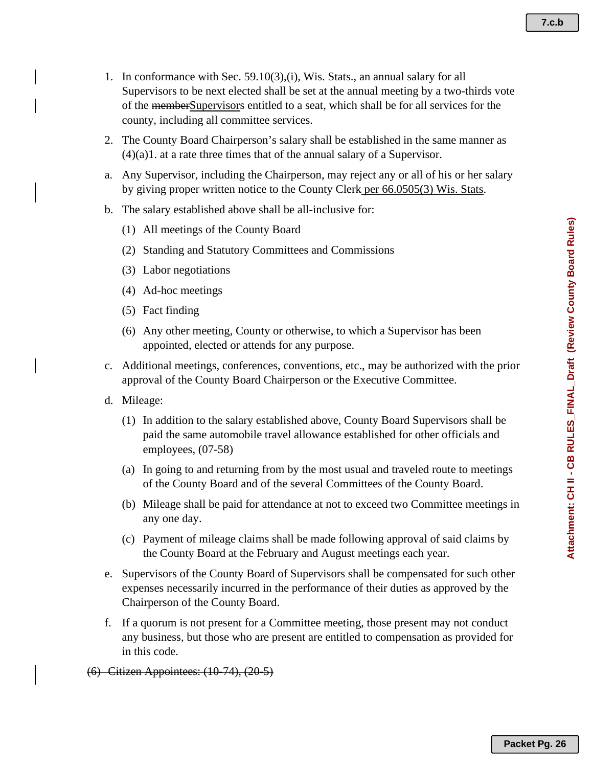1. In conformance with Sec. 59.10(3),(i), Wis. Stats., an annual salary for all Supervisors to be next elected shall be set at the annual meeting by a two-thirds vote of the ~~member~~<u>Supervisor</u>s entitled to a seat, which shall be for all services for the county, including all committee services.

2. The County Board Chairperson's salary shall be established in the same manner as (4)(a)1. at a rate three times that of the annual salary of a Supervisor.

a. Any Supervisor, including the Chairperson, may reject any or all of his or her salary by giving proper written notice to the County Clerk <u>per 66.0505(3) Wis. Stats</u>.

b. The salary established above shall be all-inclusive for:

   (1) All meetings of the County Board

   (2) Standing and Statutory Committees and Commissions

   (3) Labor negotiations

   (4) Ad-hoc meetings

   (5) Fact finding

   (6) Any other meeting, County or otherwise, to which a Supervisor has been appointed, elected or attends for any purpose.

c. Additional meetings, conferences, conventions, etc., may be authorized with the prior approval of the County Board Chairperson or the Executive Committee.

d. Mileage:

   (1) In addition to the salary established above, County Board Supervisors shall be paid the same automobile travel allowance established for other officials and employees, (07-58)

   (a) In going to and returning from by the most usual and traveled route to meetings of the County Board and of the several Committees of the County Board.

   (b) Mileage shall be paid for attendance at not to exceed two Committee meetings in any one day.

   (c) Payment of mileage claims shall be made following approval of said claims by the County Board at the February and August meetings each year.

e. Supervisors of the County Board of Supervisors shall be compensated for such other expenses necessarily incurred in the performance of their duties as approved by the Chairperson of the County Board.

f. If a quorum is not present for a Committee meeting, those present may not conduct any business, but those who are present are entitled to compensation as provided for in this code.

~~(6) Citizen Appointees: (10-74), (20-5)~~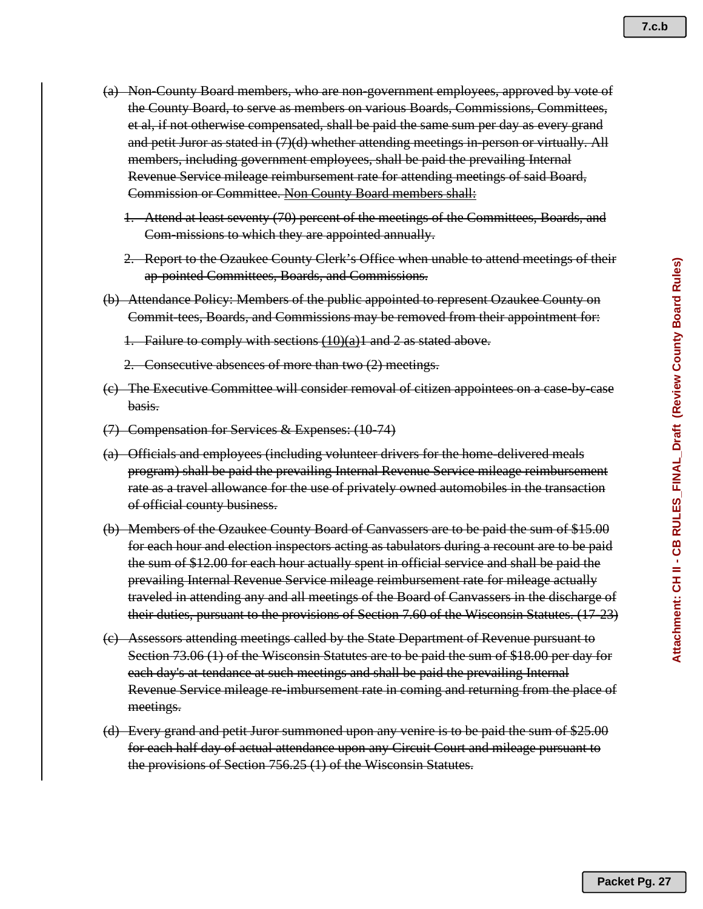~~(a) Non-County Board members, who are non-government employees, approved by vote of the County Board, to serve as members on various Boards, Commissions, Committees, et al, if not otherwise compensated, shall be paid the same sum per day as every grand and petit Juror as stated in (7)(d) whether attending meetings in-person or virtually. All members, including government employees, shall be paid the prevailing Internal Revenue Service mileage reimbursement rate for attending meetings of said Board, Commission or Committee.~~ ~~<u>Non County Board members shall:</u>~~

   ~~1. Attend at least seventy (70) percent of the meetings of the Committees, Boards, and Com-missions to which they are appointed annually.~~

   ~~2. Report to the Ozaukee County Clerk's Office when unable to attend meetings of their ap-pointed Committees, Boards, and Commissions.~~

~~(b) Attendance Policy: Members of the public appointed to represent Ozaukee County on Commit-tees, Boards, and Commissions may be removed from their appointment for:~~

   ~~1. Failure to comply with sections <u>(10)(a)</u>1 and 2 as stated above.~~

   ~~2. Consecutive absences of more than two (2) meetings.~~

~~(c) The Executive Committee will consider removal of citizen appointees on a case-by-case basis.~~

~~(7) Compensation for Services & Expenses: (10-74)~~

~~(a) Officials and employees (including volunteer drivers for the home-delivered meals program) shall be paid the prevailing Internal Revenue Service mileage reimbursement rate as a travel allowance for the use of privately owned automobiles in the transaction of official county business.~~

~~(b) Members of the Ozaukee County Board of Canvassers are to be paid the sum of $15.00 for each hour and election inspectors acting as tabulators during a recount are to be paid the sum of $12.00 for each hour actually spent in official service and shall be paid the prevailing Internal Revenue Service mileage reimbursement rate for mileage actually traveled in attending any and all meetings of the Board of Canvassers in the discharge of their duties, pursuant to the provisions of Section 7.60 of the Wisconsin Statutes. (17-23)~~

~~(c) Assessors attending meetings called by the State Department of Revenue pursuant to Section 73.06 (1) of the Wisconsin Statutes are to be paid the sum of $18.00 per day for each day's at-tendance at such meetings and shall be paid the prevailing Internal Revenue Service mileage re-imbursement rate in coming and returning from the place of meetings.~~

~~(d) Every grand and petit Juror summoned upon any venire is to be paid the sum of $25.00 for each half day of actual attendance upon any Circuit Court and mileage pursuant to the provisions of Section 756.25 (1) of the Wisconsin Statutes.~~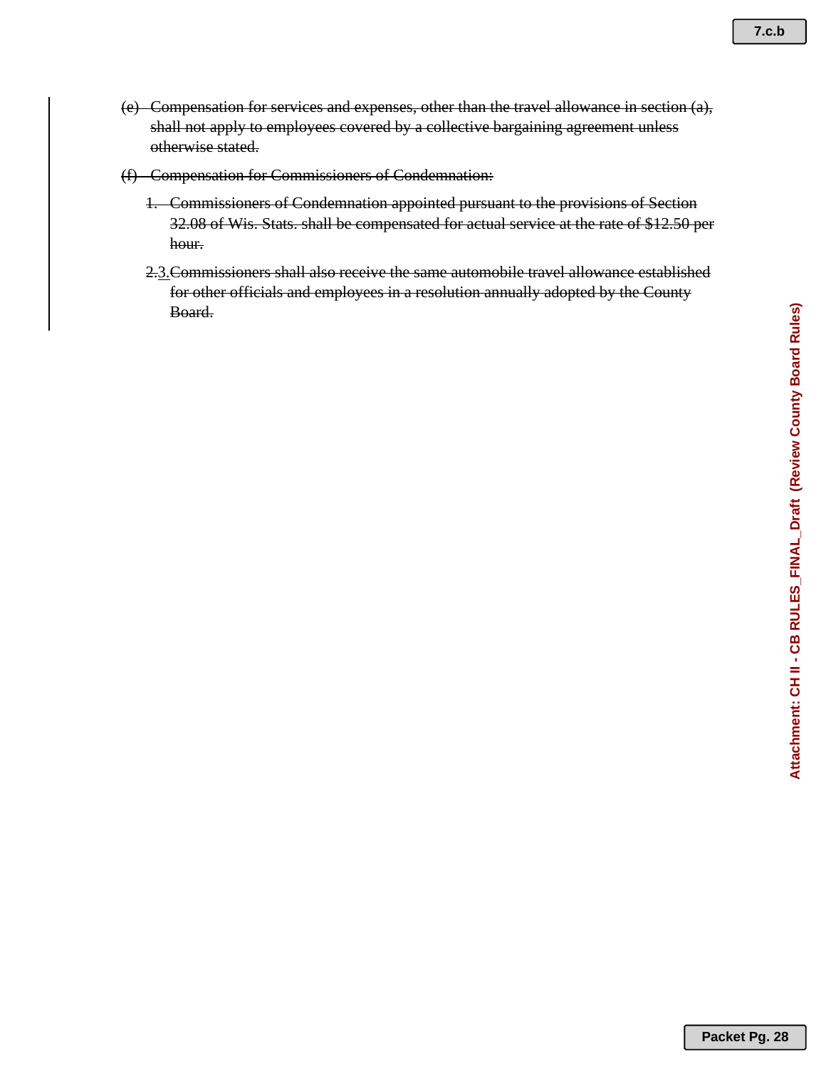~~(e) Compensation for services and expenses, other than the travel allowance in section (a), shall not apply to employees covered by a collective bargaining agreement unless otherwise stated.~~

~~(f) Compensation for Commissioners of Condemnation:~~

~~1. Commissioners of Condemnation appointed pursuant to the provisions of Section 32.08 of Wis. Stats. shall be compensated for actual service at the rate of $12.50 per hour.~~

~~2.~~3. ~~Commissioners shall also receive the same automobile travel allowance established for other officials and employees in a resolution annually adopted by the County Board.~~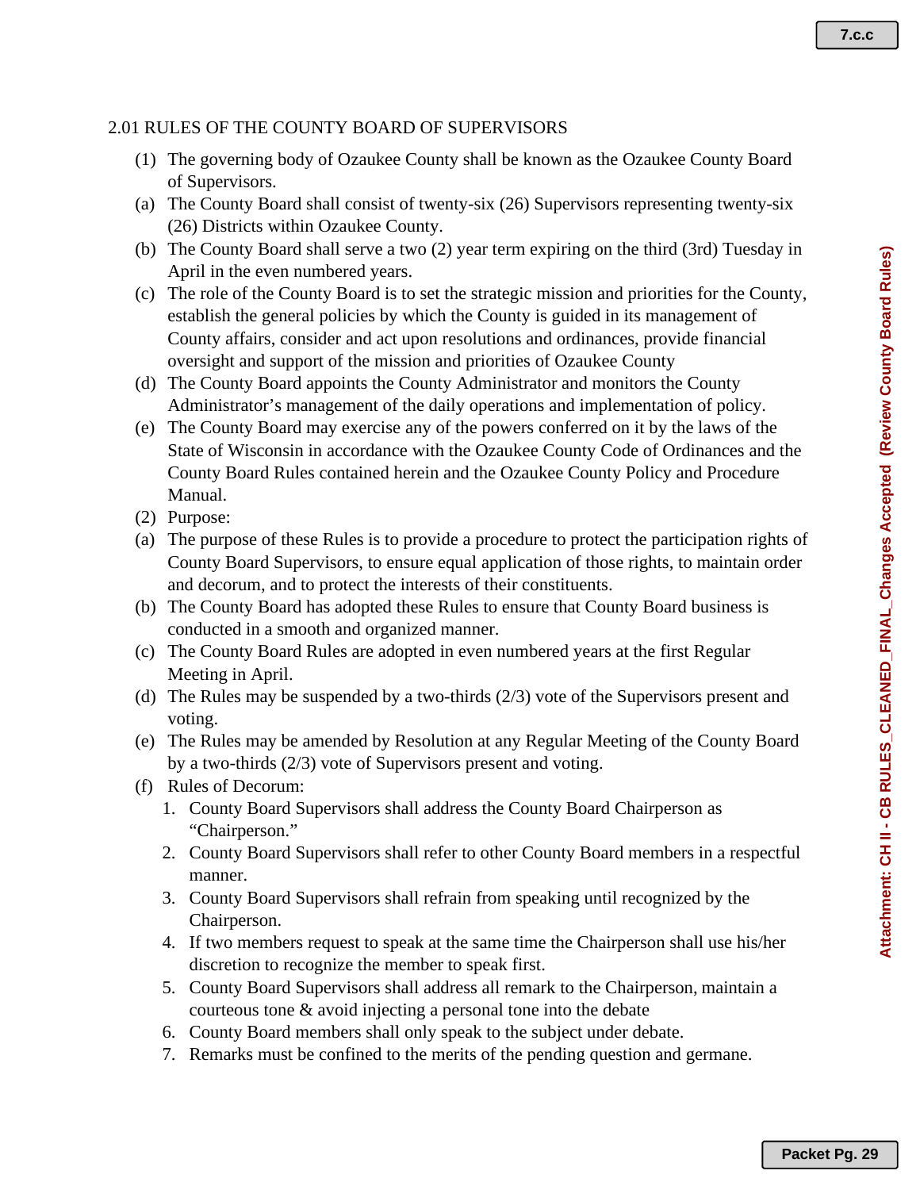## 2.01 RULES OF THE COUNTY BOARD OF SUPERVISORS

(1) The governing body of Ozaukee County shall be known as the Ozaukee County Board of Supervisors.

(a) The County Board shall consist of twenty-six (26) Supervisors representing twenty-six (26) Districts within Ozaukee County.

(b) The County Board shall serve a two (2) year term expiring on the third (3rd) Tuesday in April in the even numbered years.

(c) The role of the County Board is to set the strategic mission and priorities for the County, establish the general policies by which the County is guided in its management of County affairs, consider and act upon resolutions and ordinances, provide financial oversight and support of the mission and priorities of Ozaukee County

(d) The County Board appoints the County Administrator and monitors the County Administrator's management of the daily operations and implementation of policy.

(e) The County Board may exercise any of the powers conferred on it by the laws of the State of Wisconsin in accordance with the Ozaukee County Code of Ordinances and the County Board Rules contained herein and the Ozaukee County Policy and Procedure Manual.

(2) Purpose:

(a) The purpose of these Rules is to provide a procedure to protect the participation rights of County Board Supervisors, to ensure equal application of those rights, to maintain order and decorum, and to protect the interests of their constituents.

(b) The County Board has adopted these Rules to ensure that County Board business is conducted in a smooth and organized manner.

(c) The County Board Rules are adopted in even numbered years at the first Regular Meeting in April.

(d) The Rules may be suspended by a two-thirds (2/3) vote of the Supervisors present and voting.

(e) The Rules may be amended by Resolution at any Regular Meeting of the County Board by a two-thirds (2/3) vote of Supervisors present and voting.

(f) Rules of Decorum:

1. County Board Supervisors shall address the County Board Chairperson as "Chairperson."
2. County Board Supervisors shall refer to other County Board members in a respectful manner.
3. County Board Supervisors shall refrain from speaking until recognized by the Chairperson.
4. If two members request to speak at the same time the Chairperson shall use his/her discretion to recognize the member to speak first.
5. County Board Supervisors shall address all remark to the Chairperson, maintain a courteous tone & avoid injecting a personal tone into the debate
6. County Board members shall only speak to the subject under debate.
7. Remarks must be confined to the merits of the pending question and germane.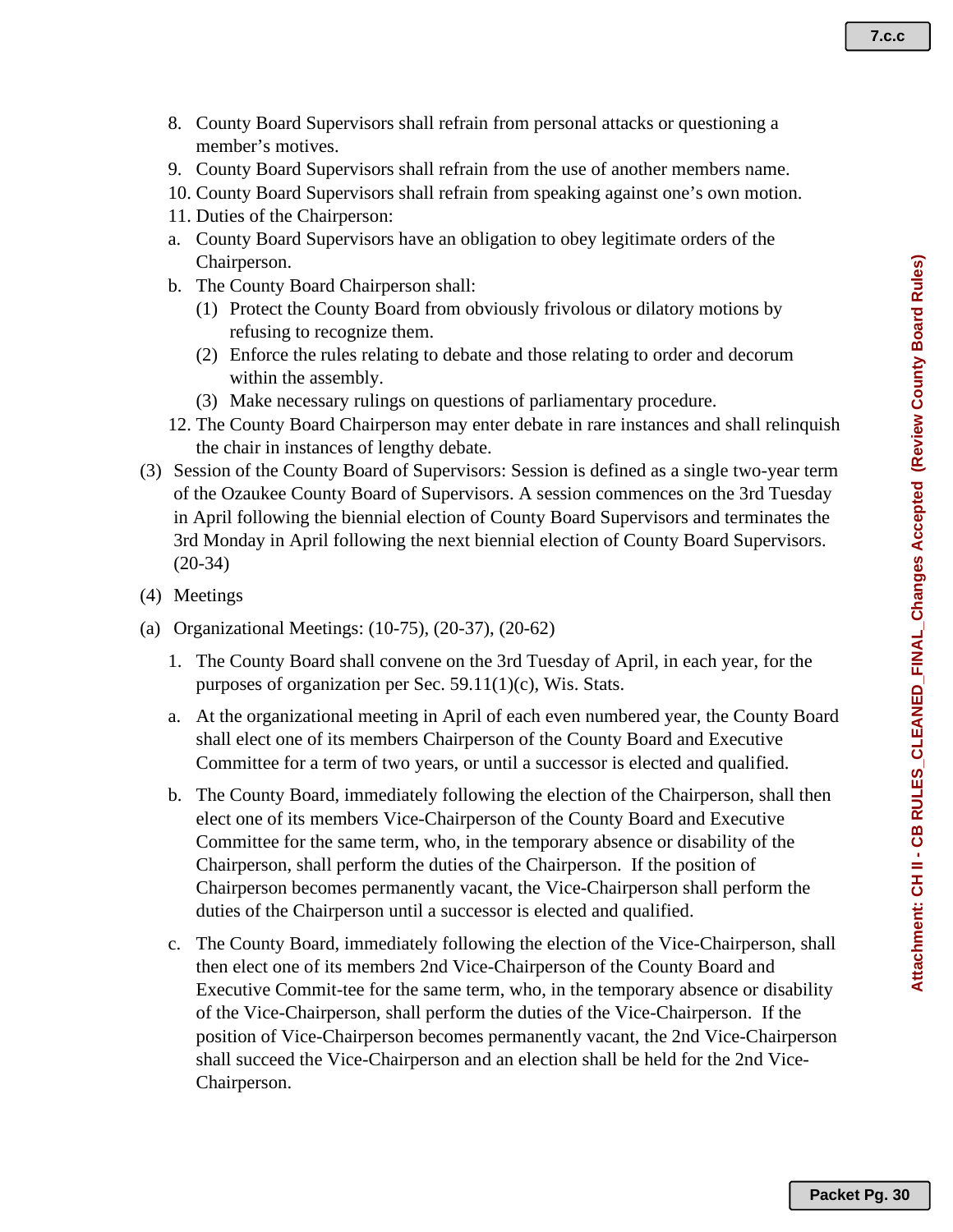8. County Board Supervisors shall refrain from personal attacks or questioning a member's motives.
9. County Board Supervisors shall refrain from the use of another members name.
10. County Board Supervisors shall refrain from speaking against one's own motion.
11. Duties of the Chairperson:

a. County Board Supervisors have an obligation to obey legitimate orders of the Chairperson.

b. The County Board Chairperson shall:

   (1) Protect the County Board from obviously frivolous or dilatory motions by refusing to recognize them.

   (2) Enforce the rules relating to debate and those relating to order and decorum within the assembly.

   (3) Make necessary rulings on questions of parliamentary procedure.

12. The County Board Chairperson may enter debate in rare instances and shall relinquish the chair in instances of lengthy debate.

(3) Session of the County Board of Supervisors: Session is defined as a single two-year term of the Ozaukee County Board of Supervisors. A session commences on the 3rd Tuesday in April following the biennial election of County Board Supervisors and terminates the 3rd Monday in April following the next biennial election of County Board Supervisors. (20-34)

(4) Meetings

(a) Organizational Meetings: (10-75), (20-37), (20-62)

1. The County Board shall convene on the 3rd Tuesday of April, in each year, for the purposes of organization per Sec. 59.11(1)(c), Wis. Stats.

a. At the organizational meeting in April of each even numbered year, the County Board shall elect one of its members Chairperson of the County Board and Executive Committee for a term of two years, or until a successor is elected and qualified.

b. The County Board, immediately following the election of the Chairperson, shall then elect one of its members Vice-Chairperson of the County Board and Executive Committee for the same term, who, in the temporary absence or disability of the Chairperson, shall perform the duties of the Chairperson. If the position of Chairperson becomes permanently vacant, the Vice-Chairperson shall perform the duties of the Chairperson until a successor is elected and qualified.

c. The County Board, immediately following the election of the Vice-Chairperson, shall then elect one of its members 2nd Vice-Chairperson of the County Board and Executive Commit-tee for the same term, who, in the temporary absence or disability of the Vice-Chairperson, shall perform the duties of the Vice-Chairperson. If the position of Vice-Chairperson becomes permanently vacant, the 2nd Vice-Chairperson shall succeed the Vice-Chairperson and an election shall be held for the 2nd Vice-Chairperson.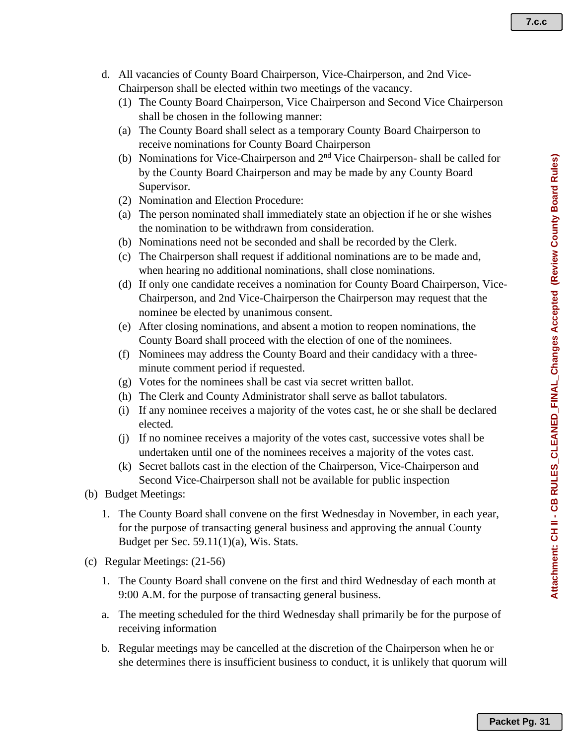d. All vacancies of County Board Chairperson, Vice-Chairperson, and 2nd Vice-Chairperson shall be elected within two meetings of the vacancy.

(1) The County Board Chairperson, Vice Chairperson and Second Vice Chairperson shall be chosen in the following manner:

(a) The County Board shall select as a temporary County Board Chairperson to receive nominations for County Board Chairperson

(b) Nominations for Vice-Chairperson and 2nd Vice Chairperson- shall be called for by the County Board Chairperson and may be made by any County Board Supervisor.

(2) Nomination and Election Procedure:

(a) The person nominated shall immediately state an objection if he or she wishes the nomination to be withdrawn from consideration.

(b) Nominations need not be seconded and shall be recorded by the Clerk.

(c) The Chairperson shall request if additional nominations are to be made and, when hearing no additional nominations, shall close nominations.

(d) If only one candidate receives a nomination for County Board Chairperson, Vice-Chairperson, and 2nd Vice-Chairperson the Chairperson may request that the nominee be elected by unanimous consent.

(e) After closing nominations, and absent a motion to reopen nominations, the County Board shall proceed with the election of one of the nominees.

(f) Nominees may address the County Board and their candidacy with a three-minute comment period if requested.

(g) Votes for the nominees shall be cast via secret written ballot.

(h) The Clerk and County Administrator shall serve as ballot tabulators.

(i) If any nominee receives a majority of the votes cast, he or she shall be declared elected.

(j) If no nominee receives a majority of the votes cast, successive votes shall be undertaken until one of the nominees receives a majority of the votes cast.

(k) Secret ballots cast in the election of the Chairperson, Vice-Chairperson and Second Vice-Chairperson shall not be available for public inspection

(b) Budget Meetings:

1. The County Board shall convene on the first Wednesday in November, in each year, for the purpose of transacting general business and approving the annual County Budget per Sec. 59.11(1)(a), Wis. Stats.

(c) Regular Meetings: (21-56)

1. The County Board shall convene on the first and third Wednesday of each month at 9:00 A.M. for the purpose of transacting general business.

a. The meeting scheduled for the third Wednesday shall primarily be for the purpose of receiving information

b. Regular meetings may be cancelled at the discretion of the Chairperson when he or she determines there is insufficient business to conduct, it is unlikely that quorum will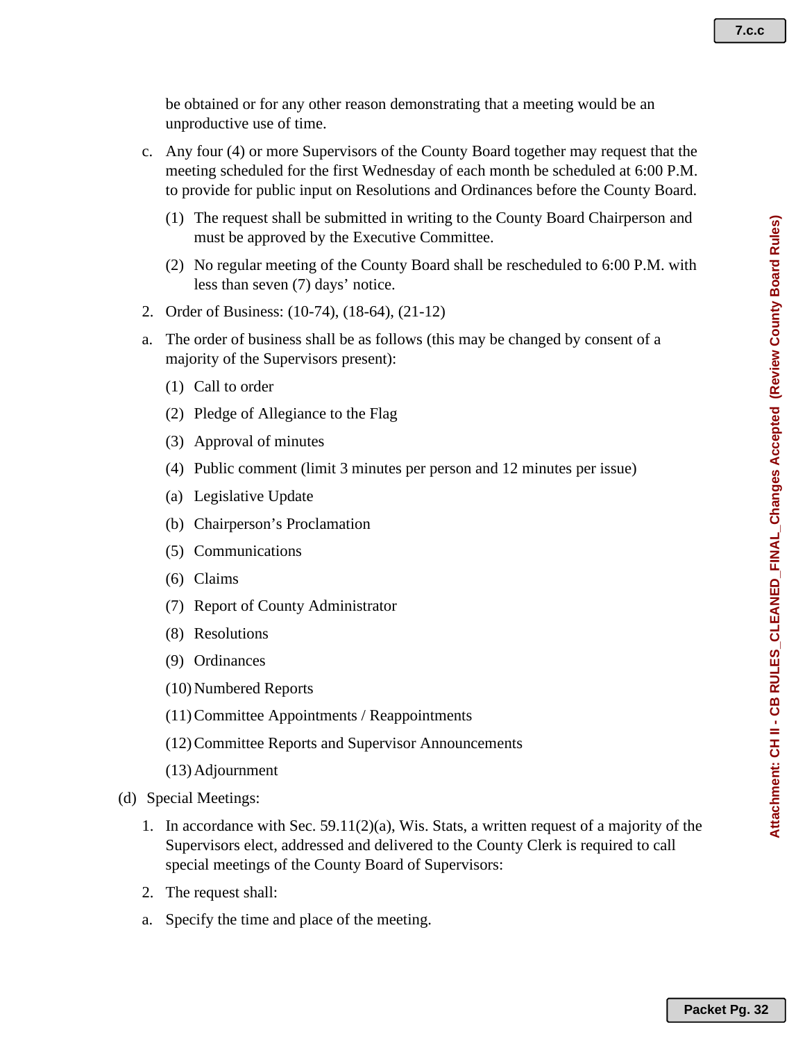be obtained or for any other reason demonstrating that a meeting would be an unproductive use of time.

c. Any four (4) or more Supervisors of the County Board together may request that the meeting scheduled for the first Wednesday of each month be scheduled at 6:00 P.M. to provide for public input on Resolutions and Ordinances before the County Board.

(1) The request shall be submitted in writing to the County Board Chairperson and must be approved by the Executive Committee.

(2) No regular meeting of the County Board shall be rescheduled to 6:00 P.M. with less than seven (7) days' notice.

2. Order of Business: (10-74), (18-64), (21-12)

a. The order of business shall be as follows (this may be changed by consent of a majority of the Supervisors present):

(1) Call to order

(2) Pledge of Allegiance to the Flag

(3) Approval of minutes

(4) Public comment (limit 3 minutes per person and 12 minutes per issue)

(a) Legislative Update

(b) Chairperson's Proclamation

(5) Communications

(6) Claims

(7) Report of County Administrator

(8) Resolutions

(9) Ordinances

(10) Numbered Reports

(11) Committee Appointments / Reappointments

(12) Committee Reports and Supervisor Announcements

(13) Adjournment

(d) Special Meetings:

1. In accordance with Sec. 59.11(2)(a), Wis. Stats, a written request of a majority of the Supervisors elect, addressed and delivered to the County Clerk is required to call special meetings of the County Board of Supervisors:

2. The request shall:

a. Specify the time and place of the meeting.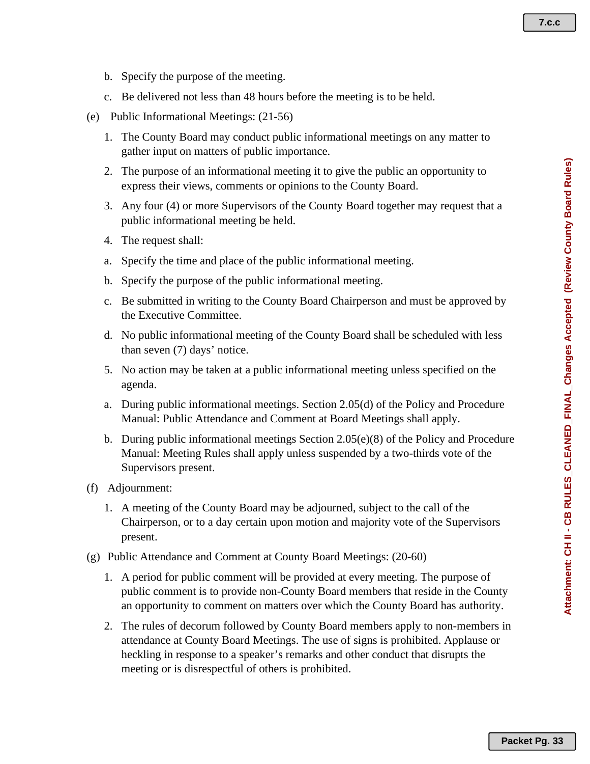b. Specify the purpose of the meeting.

c. Be delivered not less than 48 hours before the meeting is to be held.

(e) Public Informational Meetings: (21-56)

1. The County Board may conduct public informational meetings on any matter to gather input on matters of public importance.

2. The purpose of an informational meeting it to give the public an opportunity to express their views, comments or opinions to the County Board.

3. Any four (4) or more Supervisors of the County Board together may request that a public informational meeting be held.

4. The request shall:

a. Specify the time and place of the public informational meeting.

b. Specify the purpose of the public informational meeting.

c. Be submitted in writing to the County Board Chairperson and must be approved by the Executive Committee.

d. No public informational meeting of the County Board shall be scheduled with less than seven (7) days' notice.

5. No action may be taken at a public informational meeting unless specified on the agenda.

a. During public informational meetings. Section 2.05(d) of the Policy and Procedure Manual: Public Attendance and Comment at Board Meetings shall apply.

b. During public informational meetings Section 2.05(e)(8) of the Policy and Procedure Manual: Meeting Rules shall apply unless suspended by a two-thirds vote of the Supervisors present.

(f) Adjournment:

1. A meeting of the County Board may be adjourned, subject to the call of the Chairperson, or to a day certain upon motion and majority vote of the Supervisors present.

(g) Public Attendance and Comment at County Board Meetings: (20-60)

1. A period for public comment will be provided at every meeting. The purpose of public comment is to provide non-County Board members that reside in the County an opportunity to comment on matters over which the County Board has authority.

2. The rules of decorum followed by County Board members apply to non-members in attendance at County Board Meetings. The use of signs is prohibited. Applause or heckling in response to a speaker's remarks and other conduct that disrupts the meeting or is disrespectful of others is prohibited.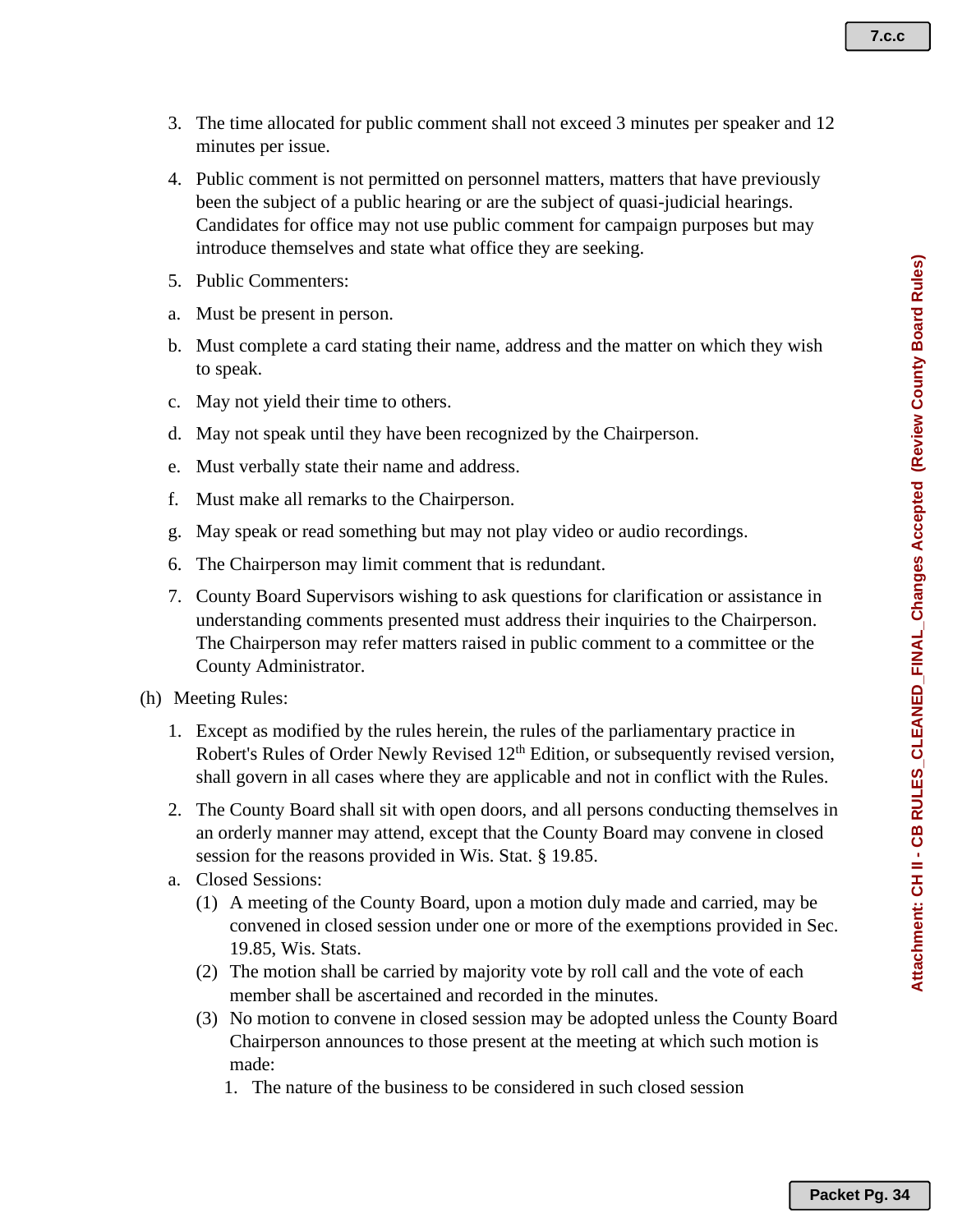3. The time allocated for public comment shall not exceed 3 minutes per speaker and 12 minutes per issue.

4. Public comment is not permitted on personnel matters, matters that have previously been the subject of a public hearing or are the subject of quasi-judicial hearings. Candidates for office may not use public comment for campaign purposes but may introduce themselves and state what office they are seeking.

5. Public Commenters:

a. Must be present in person.

b. Must complete a card stating their name, address and the matter on which they wish to speak.

c. May not yield their time to others.

d. May not speak until they have been recognized by the Chairperson.

e. Must verbally state their name and address.

f. Must make all remarks to the Chairperson.

g. May speak or read something but may not play video or audio recordings.

6. The Chairperson may limit comment that is redundant.

7. County Board Supervisors wishing to ask questions for clarification or assistance in understanding comments presented must address their inquiries to the Chairperson. The Chairperson may refer matters raised in public comment to a committee or the County Administrator.

(h) Meeting Rules:

1. Except as modified by the rules herein, the rules of the parliamentary practice in Robert's Rules of Order Newly Revised 12th Edition, or subsequently revised version, shall govern in all cases where they are applicable and not in conflict with the Rules.

2. The County Board shall sit with open doors, and all persons conducting themselves in an orderly manner may attend, except that the County Board may convene in closed session for the reasons provided in Wis. Stat. § 19.85.

a. Closed Sessions:

   (1) A meeting of the County Board, upon a motion duly made and carried, may be convened in closed session under one or more of the exemptions provided in Sec. 19.85, Wis. Stats.

   (2) The motion shall be carried by majority vote by roll call and the vote of each member shall be ascertained and recorded in the minutes.

   (3) No motion to convene in closed session may be adopted unless the County Board Chairperson announces to those present at the meeting at which such motion is made:

      1. The nature of the business to be considered in such closed session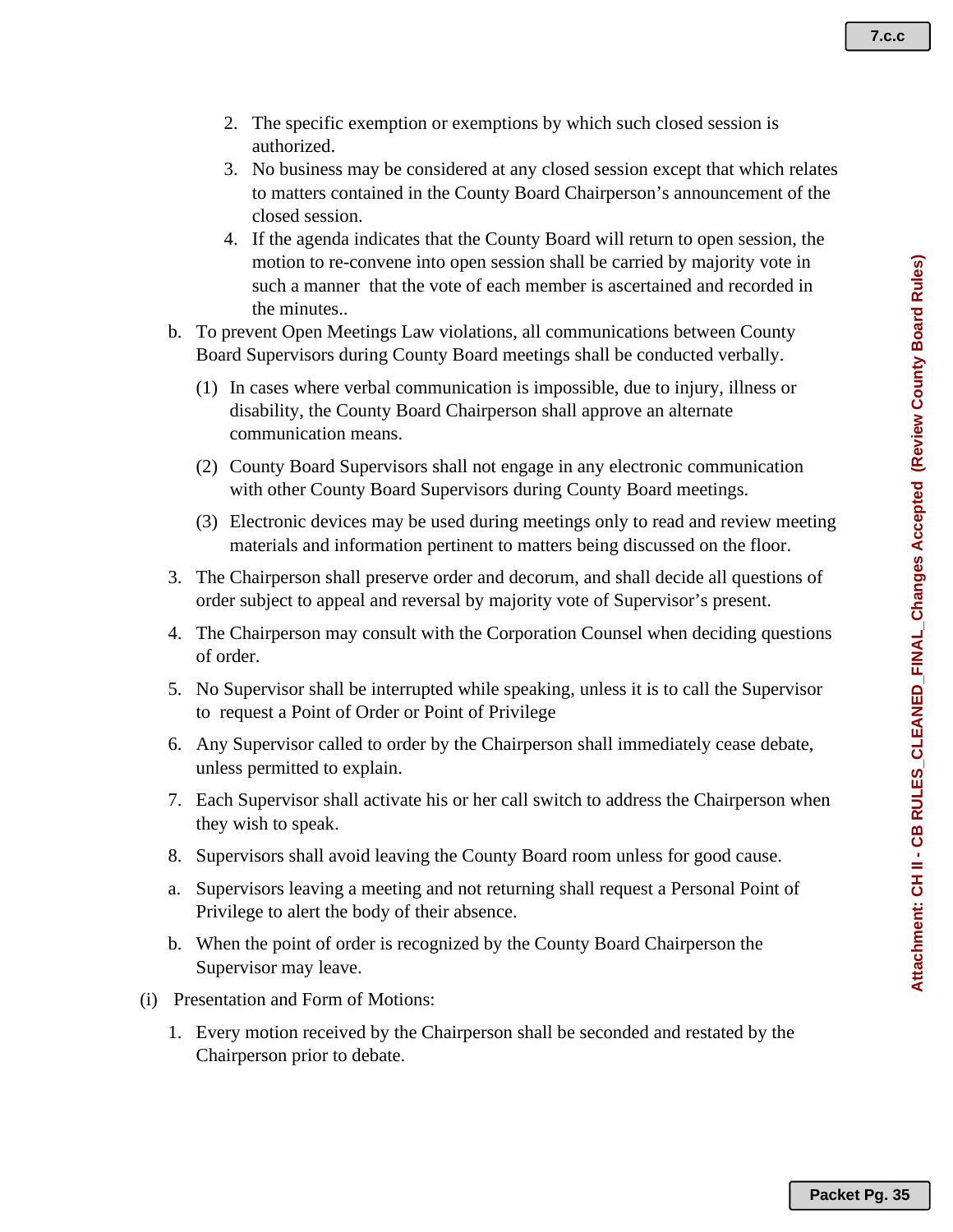2. The specific exemption or exemptions by which such closed session is authorized.
3. No business may be considered at any closed session except that which relates to matters contained in the County Board Chairperson's announcement of the closed session.
4. If the agenda indicates that the County Board will return to open session, the motion to re-convene into open session shall be carried by majority vote in such a manner that the vote of each member is ascertained and recorded in the minutes..

b. To prevent Open Meetings Law violations, all communications between County Board Supervisors during County Board meetings shall be conducted verbally.

   (1) In cases where verbal communication is impossible, due to injury, illness or disability, the County Board Chairperson shall approve an alternate communication means.

   (2) County Board Supervisors shall not engage in any electronic communication with other County Board Supervisors during County Board meetings.

   (3) Electronic devices may be used during meetings only to read and review meeting materials and information pertinent to matters being discussed on the floor.

3. The Chairperson shall preserve order and decorum, and shall decide all questions of order subject to appeal and reversal by majority vote of Supervisor's present.

4. The Chairperson may consult with the Corporation Counsel when deciding questions of order.

5. No Supervisor shall be interrupted while speaking, unless it is to call the Supervisor to request a Point of Order or Point of Privilege

6. Any Supervisor called to order by the Chairperson shall immediately cease debate, unless permitted to explain.

7. Each Supervisor shall activate his or her call switch to address the Chairperson when they wish to speak.

8. Supervisors shall avoid leaving the County Board room unless for good cause.

a. Supervisors leaving a meeting and not returning shall request a Personal Point of Privilege to alert the body of their absence.

b. When the point of order is recognized by the County Board Chairperson the Supervisor may leave.

(i) Presentation and Form of Motions:

1. Every motion received by the Chairperson shall be seconded and restated by the Chairperson prior to debate.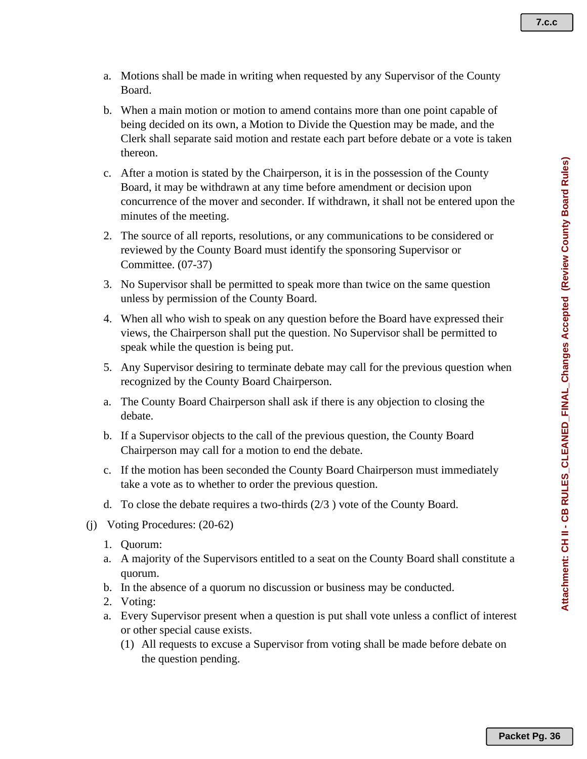a. Motions shall be made in writing when requested by any Supervisor of the County Board.

b. When a main motion or motion to amend contains more than one point capable of being decided on its own, a Motion to Divide the Question may be made, and the Clerk shall separate said motion and restate each part before debate or a vote is taken thereon.

c. After a motion is stated by the Chairperson, it is in the possession of the County Board, it may be withdrawn at any time before amendment or decision upon concurrence of the mover and seconder. If withdrawn, it shall not be entered upon the minutes of the meeting.

2. The source of all reports, resolutions, or any communications to be considered or reviewed by the County Board must identify the sponsoring Supervisor or Committee. (07-37)

3. No Supervisor shall be permitted to speak more than twice on the same question unless by permission of the County Board.

4. When all who wish to speak on any question before the Board have expressed their views, the Chairperson shall put the question. No Supervisor shall be permitted to speak while the question is being put.

5. Any Supervisor desiring to terminate debate may call for the previous question when recognized by the County Board Chairperson.

a. The County Board Chairperson shall ask if there is any objection to closing the debate.

b. If a Supervisor objects to the call of the previous question, the County Board Chairperson may call for a motion to end the debate.

c. If the motion has been seconded the County Board Chairperson must immediately take a vote as to whether to order the previous question.

d. To close the debate requires a two-thirds (2/3 ) vote of the County Board.

(j) Voting Procedures: (20-62)

1. Quorum:

a. A majority of the Supervisors entitled to a seat on the County Board shall constitute a quorum.

b. In the absence of a quorum no discussion or business may be conducted.

2. Voting:

a. Every Supervisor present when a question is put shall vote unless a conflict of interest or other special cause exists.

   (1) All requests to excuse a Supervisor from voting shall be made before debate on the question pending.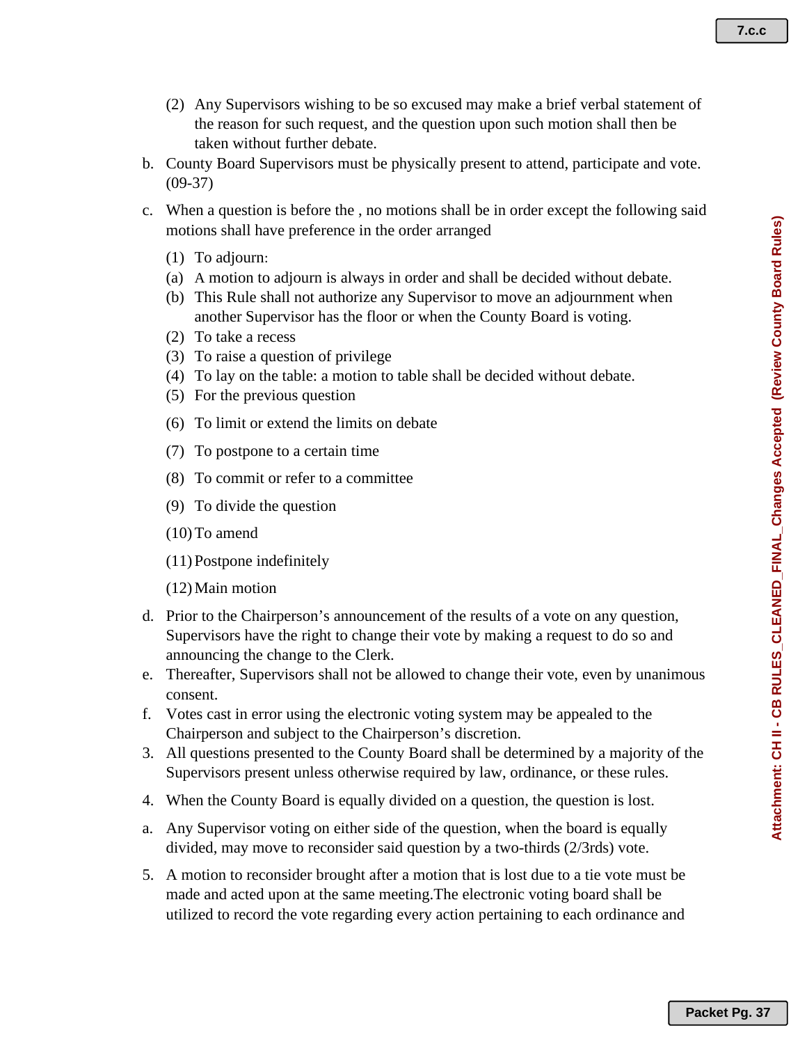(2) Any Supervisors wishing to be so excused may make a brief verbal statement of the reason for such request, and the question upon such motion shall then be taken without further debate.

b. County Board Supervisors must be physically present to attend, participate and vote. (09-37)

c. When a question is before the , no motions shall be in order except the following said motions shall have preference in the order arranged

   (1) To adjourn:
   (a) A motion to adjourn is always in order and shall be decided without debate.
   (b) This Rule shall not authorize any Supervisor to move an adjournment when another Supervisor has the floor or when the County Board is voting.
   (2) To take a recess
   (3) To raise a question of privilege
   (4) To lay on the table: a motion to table shall be decided without debate.
   (5) For the previous question
   (6) To limit or extend the limits on debate
   (7) To postpone to a certain time
   (8) To commit or refer to a committee
   (9) To divide the question
   (10) To amend
   (11) Postpone indefinitely
   (12) Main motion

d. Prior to the Chairperson's announcement of the results of a vote on any question, Supervisors have the right to change their vote by making a request to do so and announcing the change to the Clerk.

e. Thereafter, Supervisors shall not be allowed to change their vote, even by unanimous consent.

f. Votes cast in error using the electronic voting system may be appealed to the Chairperson and subject to the Chairperson's discretion.

3. All questions presented to the County Board shall be determined by a majority of the Supervisors present unless otherwise required by law, ordinance, or these rules.

4. When the County Board is equally divided on a question, the question is lost.

a. Any Supervisor voting on either side of the question, when the board is equally divided, may move to reconsider said question by a two-thirds (2/3rds) vote.

5. A motion to reconsider brought after a motion that is lost due to a tie vote must be made and acted upon at the same meeting.The electronic voting board shall be utilized to record the vote regarding every action pertaining to each ordinance and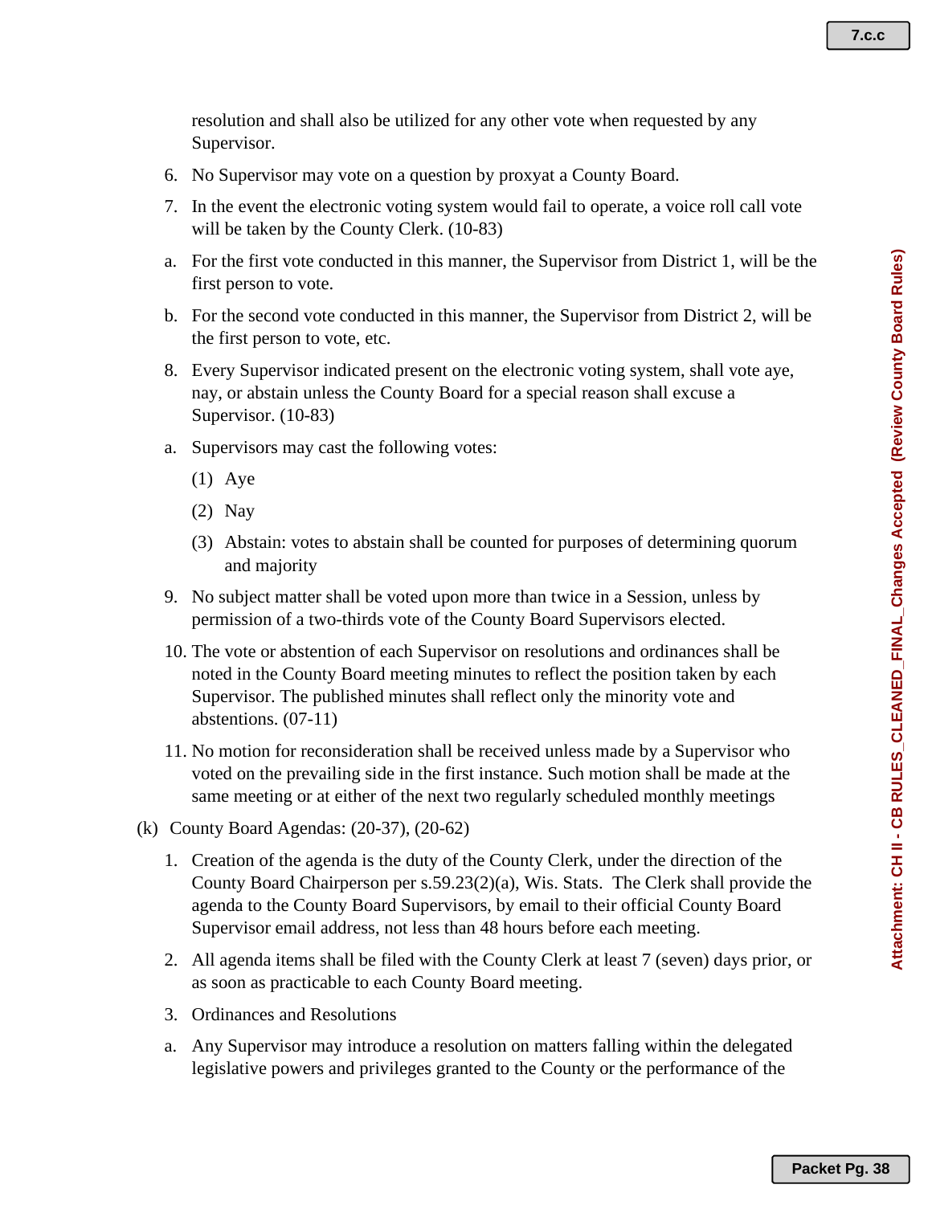resolution and shall also be utilized for any other vote when requested by any Supervisor.

6. No Supervisor may vote on a question by proxyat a County Board.

7. In the event the electronic voting system would fail to operate, a voice roll call vote will be taken by the County Clerk. (10-83)

   a. For the first vote conducted in this manner, the Supervisor from District 1, will be the first person to vote.

   b. For the second vote conducted in this manner, the Supervisor from District 2, will be the first person to vote, etc.

8. Every Supervisor indicated present on the electronic voting system, shall vote aye, nay, or abstain unless the County Board for a special reason shall excuse a Supervisor. (10-83)

   a. Supervisors may cast the following votes:

      (1) Aye

      (2) Nay

      (3) Abstain: votes to abstain shall be counted for purposes of determining quorum and majority

9. No subject matter shall be voted upon more than twice in a Session, unless by permission of a two-thirds vote of the County Board Supervisors elected.

10. The vote or abstention of each Supervisor on resolutions and ordinances shall be noted in the County Board meeting minutes to reflect the position taken by each Supervisor. The published minutes shall reflect only the minority vote and abstentions. (07-11)

11. No motion for reconsideration shall be received unless made by a Supervisor who voted on the prevailing side in the first instance. Such motion shall be made at the same meeting or at either of the next two regularly scheduled monthly meetings

(k) County Board Agendas: (20-37), (20-62)

1. Creation of the agenda is the duty of the County Clerk, under the direction of the County Board Chairperson per s.59.23(2)(a), Wis. Stats. The Clerk shall provide the agenda to the County Board Supervisors, by email to their official County Board Supervisor email address, not less than 48 hours before each meeting.

2. All agenda items shall be filed with the County Clerk at least 7 (seven) days prior, or as soon as practicable to each County Board meeting.

3. Ordinances and Resolutions

   a. Any Supervisor may introduce a resolution on matters falling within the delegated legislative powers and privileges granted to the County or the performance of the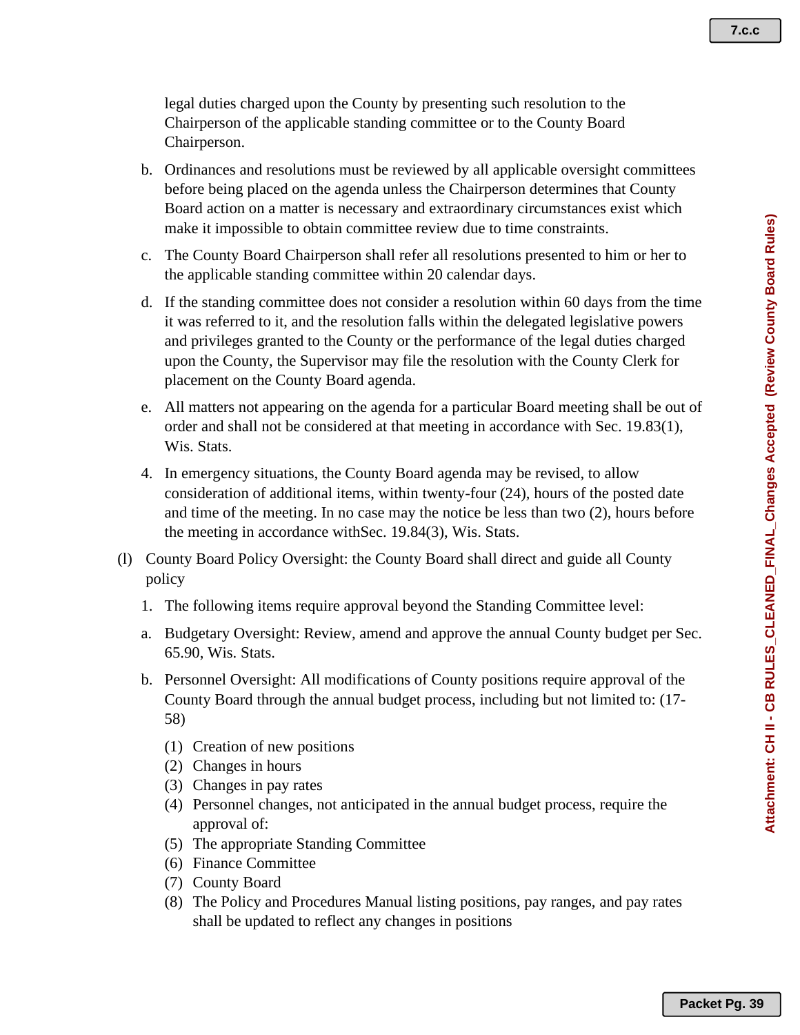legal duties charged upon the County by presenting such resolution to the Chairperson of the applicable standing committee or to the County Board Chairperson.

b. Ordinances and resolutions must be reviewed by all applicable oversight committees before being placed on the agenda unless the Chairperson determines that County Board action on a matter is necessary and extraordinary circumstances exist which make it impossible to obtain committee review due to time constraints.

c. The County Board Chairperson shall refer all resolutions presented to him or her to the applicable standing committee within 20 calendar days.

d. If the standing committee does not consider a resolution within 60 days from the time it was referred to it, and the resolution falls within the delegated legislative powers and privileges granted to the County or the performance of the legal duties charged upon the County, the Supervisor may file the resolution with the County Clerk for placement on the County Board agenda.

e. All matters not appearing on the agenda for a particular Board meeting shall be out of order and shall not be considered at that meeting in accordance with Sec. 19.83(1), Wis. Stats.

4. In emergency situations, the County Board agenda may be revised, to allow consideration of additional items, within twenty-four (24), hours of the posted date and time of the meeting. In no case may the notice be less than two (2), hours before the meeting in accordance withSec. 19.84(3), Wis. Stats.

(l) County Board Policy Oversight: the County Board shall direct and guide all County policy

1. The following items require approval beyond the Standing Committee level:

a. Budgetary Oversight: Review, amend and approve the annual County budget per Sec. 65.90, Wis. Stats.

b. Personnel Oversight: All modifications of County positions require approval of the County Board through the annual budget process, including but not limited to: (17-58)

(1) Creation of new positions
(2) Changes in hours
(3) Changes in pay rates
(4) Personnel changes, not anticipated in the annual budget process, require the approval of:
(5) The appropriate Standing Committee
(6) Finance Committee
(7) County Board
(8) The Policy and Procedures Manual listing positions, pay ranges, and pay rates shall be updated to reflect any changes in positions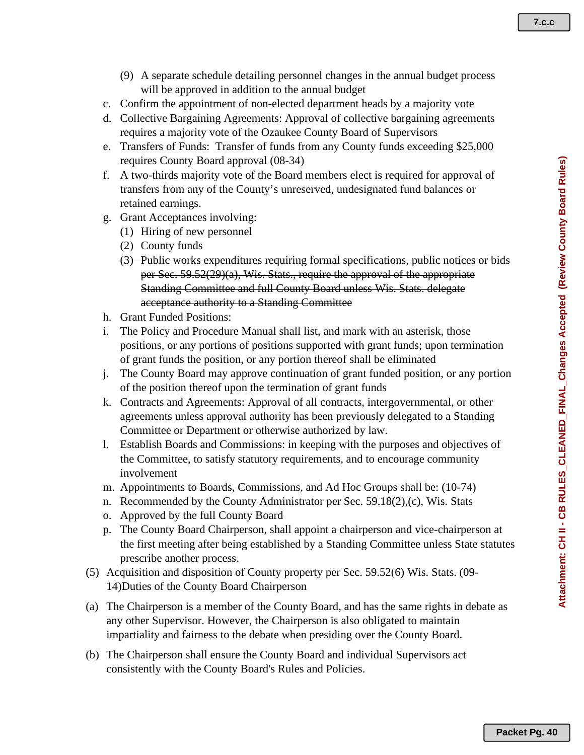(9) A separate schedule detailing personnel changes in the annual budget process will be approved in addition to the annual budget

c. Confirm the appointment of non-elected department heads by a majority vote

d. Collective Bargaining Agreements: Approval of collective bargaining agreements requires a majority vote of the Ozaukee County Board of Supervisors

e. Transfers of Funds: Transfer of funds from any County funds exceeding $25,000 requires County Board approval (08-34)

f. A two-thirds majority vote of the Board members elect is required for approval of transfers from any of the County's unreserved, undesignated fund balances or retained earnings.

g. Grant Acceptances involving:

(1) Hiring of new personnel

(2) County funds

~~(3) Public works expenditures requiring formal specifications, public notices or bids per Sec. 59.52(29)(a), Wis. Stats., require the approval of the appropriate Standing Committee and full County Board unless Wis. Stats. delegate acceptance authority to a Standing Committee~~

h. Grant Funded Positions:

i. The Policy and Procedure Manual shall list, and mark with an asterisk, those positions, or any portions of positions supported with grant funds; upon termination of grant funds the position, or any portion thereof shall be eliminated

j. The County Board may approve continuation of grant funded position, or any portion of the position thereof upon the termination of grant funds

k. Contracts and Agreements: Approval of all contracts, intergovernmental, or other agreements unless approval authority has been previously delegated to a Standing Committee or Department or otherwise authorized by law.

l. Establish Boards and Commissions: in keeping with the purposes and objectives of the Committee, to satisfy statutory requirements, and to encourage community involvement

m. Appointments to Boards, Commissions, and Ad Hoc Groups shall be: (10-74)

n. Recommended by the County Administrator per Sec. 59.18(2),(c), Wis. Stats

o. Approved by the full County Board

p. The County Board Chairperson, shall appoint a chairperson and vice-chairperson at the first meeting after being established by a Standing Committee unless State statutes prescribe another process.

(5) Acquisition and disposition of County property per Sec. 59.52(6) Wis. Stats. (09-14)Duties of the County Board Chairperson

(a) The Chairperson is a member of the County Board, and has the same rights in debate as any other Supervisor. However, the Chairperson is also obligated to maintain impartiality and fairness to the debate when presiding over the County Board.

(b) The Chairperson shall ensure the County Board and individual Supervisors act consistently with the County Board's Rules and Policies.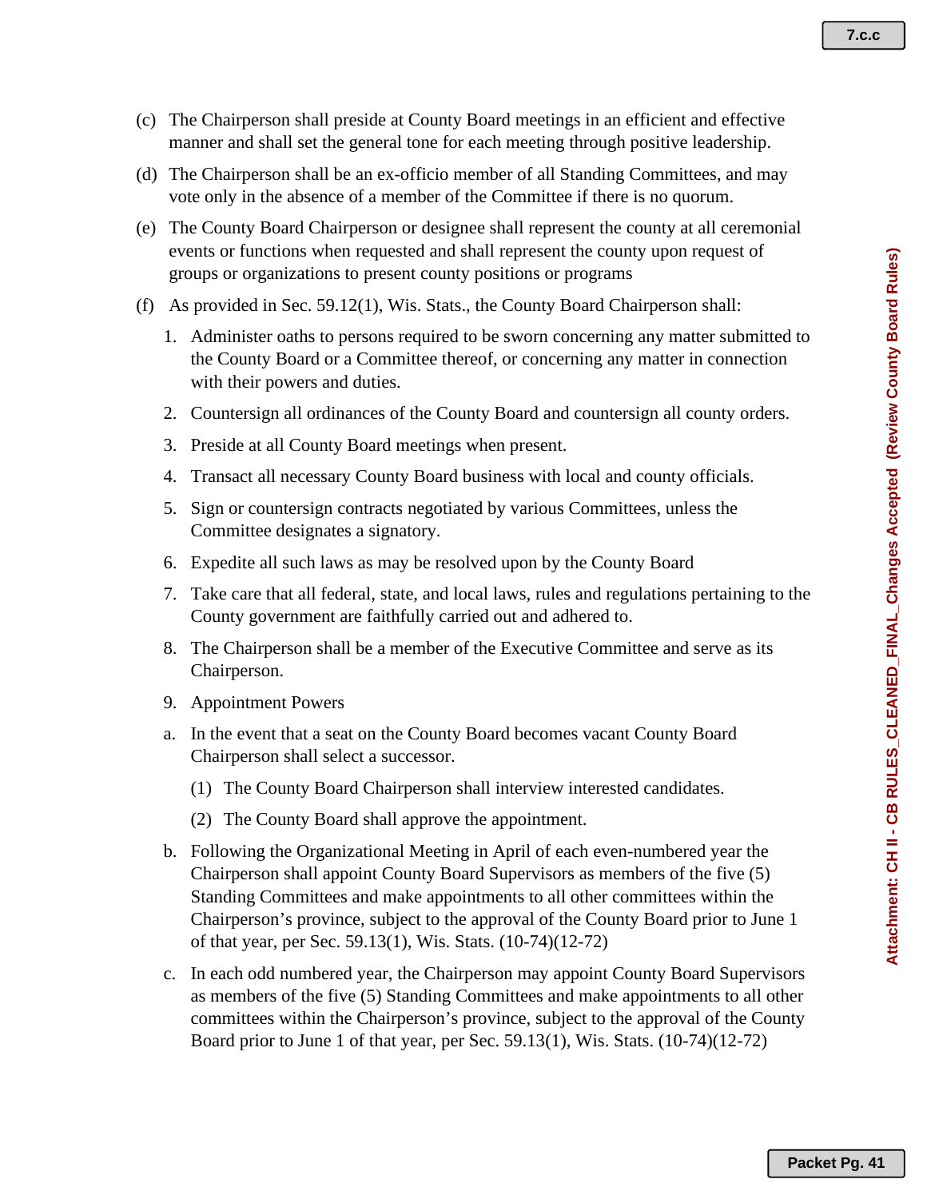(c) The Chairperson shall preside at County Board meetings in an efficient and effective manner and shall set the general tone for each meeting through positive leadership.

(d) The Chairperson shall be an ex-officio member of all Standing Committees, and may vote only in the absence of a member of the Committee if there is no quorum.

(e) The County Board Chairperson or designee shall represent the county at all ceremonial events or functions when requested and shall represent the county upon request of groups or organizations to present county positions or programs

(f) As provided in Sec. 59.12(1), Wis. Stats., the County Board Chairperson shall:

1. Administer oaths to persons required to be sworn concerning any matter submitted to the County Board or a Committee thereof, or concerning any matter in connection with their powers and duties.

2. Countersign all ordinances of the County Board and countersign all county orders.

3. Preside at all County Board meetings when present.

4. Transact all necessary County Board business with local and county officials.

5. Sign or countersign contracts negotiated by various Committees, unless the Committee designates a signatory.

6. Expedite all such laws as may be resolved upon by the County Board

7. Take care that all federal, state, and local laws, rules and regulations pertaining to the County government are faithfully carried out and adhered to.

8. The Chairperson shall be a member of the Executive Committee and serve as its Chairperson.

9. Appointment Powers

a. In the event that a seat on the County Board becomes vacant County Board Chairperson shall select a successor.

   (1) The County Board Chairperson shall interview interested candidates.

   (2) The County Board shall approve the appointment.

b. Following the Organizational Meeting in April of each even-numbered year the Chairperson shall appoint County Board Supervisors as members of the five (5) Standing Committees and make appointments to all other committees within the Chairperson's province, subject to the approval of the County Board prior to June 1 of that year, per Sec. 59.13(1), Wis. Stats. (10-74)(12-72)

c. In each odd numbered year, the Chairperson may appoint County Board Supervisors as members of the five (5) Standing Committees and make appointments to all other committees within the Chairperson's province, subject to the approval of the County Board prior to June 1 of that year, per Sec. 59.13(1), Wis. Stats. (10-74)(12-72)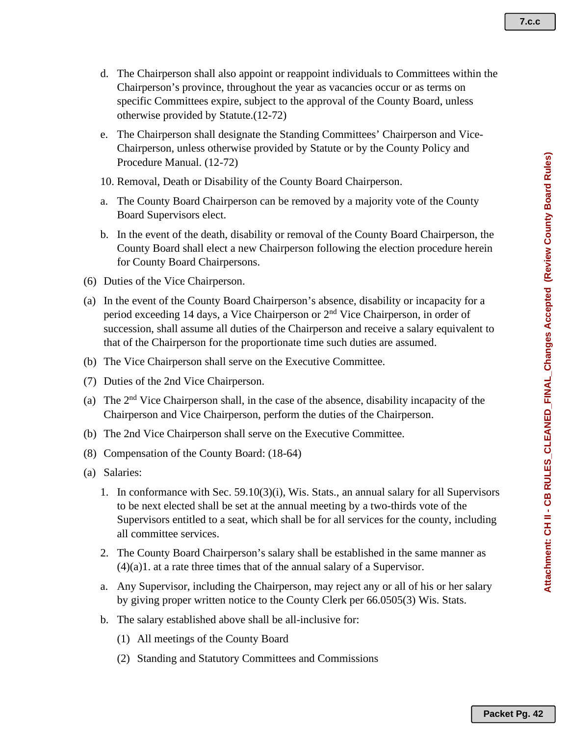d. The Chairperson shall also appoint or reappoint individuals to Committees within the Chairperson's province, throughout the year as vacancies occur or as terms on specific Committees expire, subject to the approval of the County Board, unless otherwise provided by Statute.(12-72)

e. The Chairperson shall designate the Standing Committees' Chairperson and Vice-Chairperson, unless otherwise provided by Statute or by the County Policy and Procedure Manual. (12-72)

10. Removal, Death or Disability of the County Board Chairperson.

a. The County Board Chairperson can be removed by a majority vote of the County Board Supervisors elect.

b. In the event of the death, disability or removal of the County Board Chairperson, the County Board shall elect a new Chairperson following the election procedure herein for County Board Chairpersons.

(6) Duties of the Vice Chairperson.

(a) In the event of the County Board Chairperson's absence, disability or incapacity for a period exceeding 14 days, a Vice Chairperson or 2nd Vice Chairperson, in order of succession, shall assume all duties of the Chairperson and receive a salary equivalent to that of the Chairperson for the proportionate time such duties are assumed.

(b) The Vice Chairperson shall serve on the Executive Committee.

(7) Duties of the 2nd Vice Chairperson.

(a) The 2nd Vice Chairperson shall, in the case of the absence, disability incapacity of the Chairperson and Vice Chairperson, perform the duties of the Chairperson.

(b) The 2nd Vice Chairperson shall serve on the Executive Committee.

(8) Compensation of the County Board: (18-64)

(a) Salaries:

1. In conformance with Sec. 59.10(3)(i), Wis. Stats., an annual salary for all Supervisors to be next elected shall be set at the annual meeting by a two-thirds vote of the Supervisors entitled to a seat, which shall be for all services for the county, including all committee services.

2. The County Board Chairperson's salary shall be established in the same manner as (4)(a)1. at a rate three times that of the annual salary of a Supervisor.

a. Any Supervisor, including the Chairperson, may reject any or all of his or her salary by giving proper written notice to the County Clerk per 66.0505(3) Wis. Stats.

b. The salary established above shall be all-inclusive for:

(1) All meetings of the County Board

(2) Standing and Statutory Committees and Commissions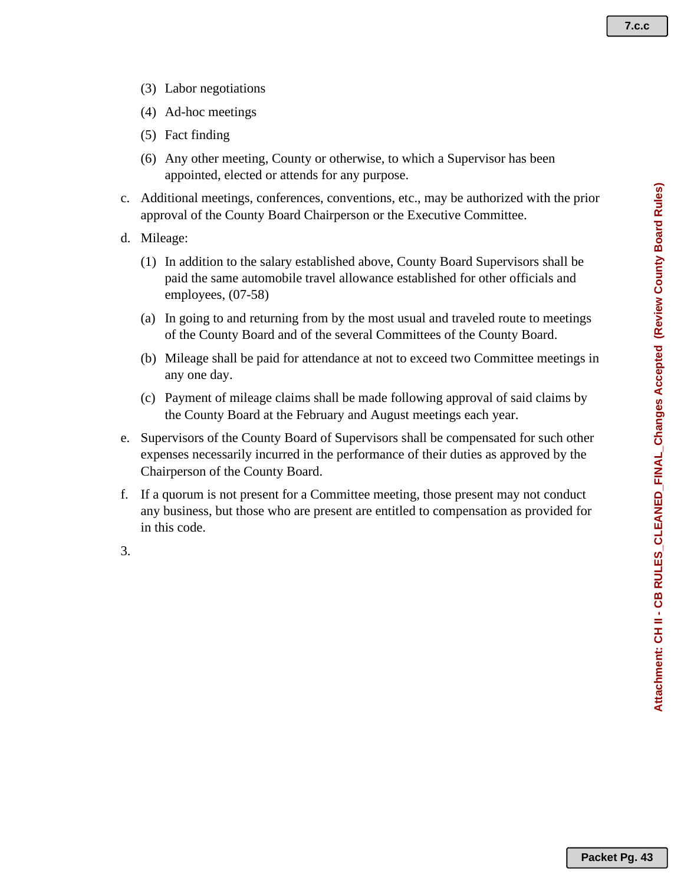(3) Labor negotiations

   (4) Ad-hoc meetings

   (5) Fact finding

   (6) Any other meeting, County or otherwise, to which a Supervisor has been appointed, elected or attends for any purpose.

c. Additional meetings, conferences, conventions, etc., may be authorized with the prior approval of the County Board Chairperson or the Executive Committee.

d. Mileage:

   (1) In addition to the salary established above, County Board Supervisors shall be paid the same automobile travel allowance established for other officials and employees, (07-58)

   (a) In going to and returning from by the most usual and traveled route to meetings of the County Board and of the several Committees of the County Board.

   (b) Mileage shall be paid for attendance at not to exceed two Committee meetings in any one day.

   (c) Payment of mileage claims shall be made following approval of said claims by the County Board at the February and August meetings each year.

e. Supervisors of the County Board of Supervisors shall be compensated for such other expenses necessarily incurred in the performance of their duties as approved by the Chairperson of the County Board.

f. If a quorum is not present for a Committee meeting, those present may not conduct any business, but those who are present are entitled to compensation as provided for in this code.

3.